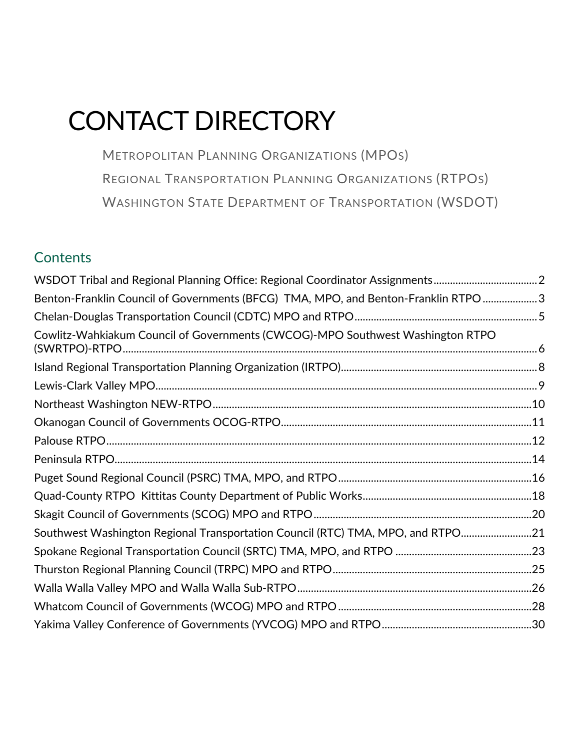# CONTACT DIRECTORY

METROPOLITAN PLANNING ORGANIZATIONS (MPOs)

REGIONAL TRANSPORTATION PLANNING ORGANIZATIONS (RTPOs)

WASHINGTON STATE DEPARTMENT OF TRANSPORTATION (WSDOT)

## Contents

WSDOT Tribal and Regional Planning Office: Regional Coordinator Assignments ..... 2

Benton-Franklin Council of Governments (BFCG) TMA, MPO, and Benton-Franklin RTPO ..... 3

Chelan-Douglas Transportation Council (CDTC) MPO and RTPO ..... 5

Cowlitz-Wahkiakum Council of Governments (CWCOG)-MPO Southwest Washington RTPO (SWRTPO)-RTPO ..... 6

Island Regional Transportation Planning Organization (IRTPO) ..... 8

Lewis-Clark Valley MPO ..... 9

Northeast Washington NEW-RTPO ..... 10

Okanogan Council of Governments OCOG-RTPO ..... 11

Palouse RTPO ..... 12

Peninsula RTPO ..... 14

Puget Sound Regional Council (PSRC) TMA, MPO, and RTPO ..... 16

Quad-County RTPO Kittitas County Department of Public Works ..... 18

Skagit Council of Governments (SCOG) MPO and RTPO ..... 20

Southwest Washington Regional Transportation Council (RTC) TMA, MPO, and RTPO ..... 21

Spokane Regional Transportation Council (SRTC) TMA, MPO, and RTPO ..... 23

Thurston Regional Planning Council (TRPC) MPO and RTPO ..... 25

Walla Walla Valley MPO and Walla Walla Sub-RTPO ..... 26

Whatcom Council of Governments (WCOG) MPO and RTPO ..... 28

Yakima Valley Conference of Governments (YVCOG) MPO and RTPO ..... 30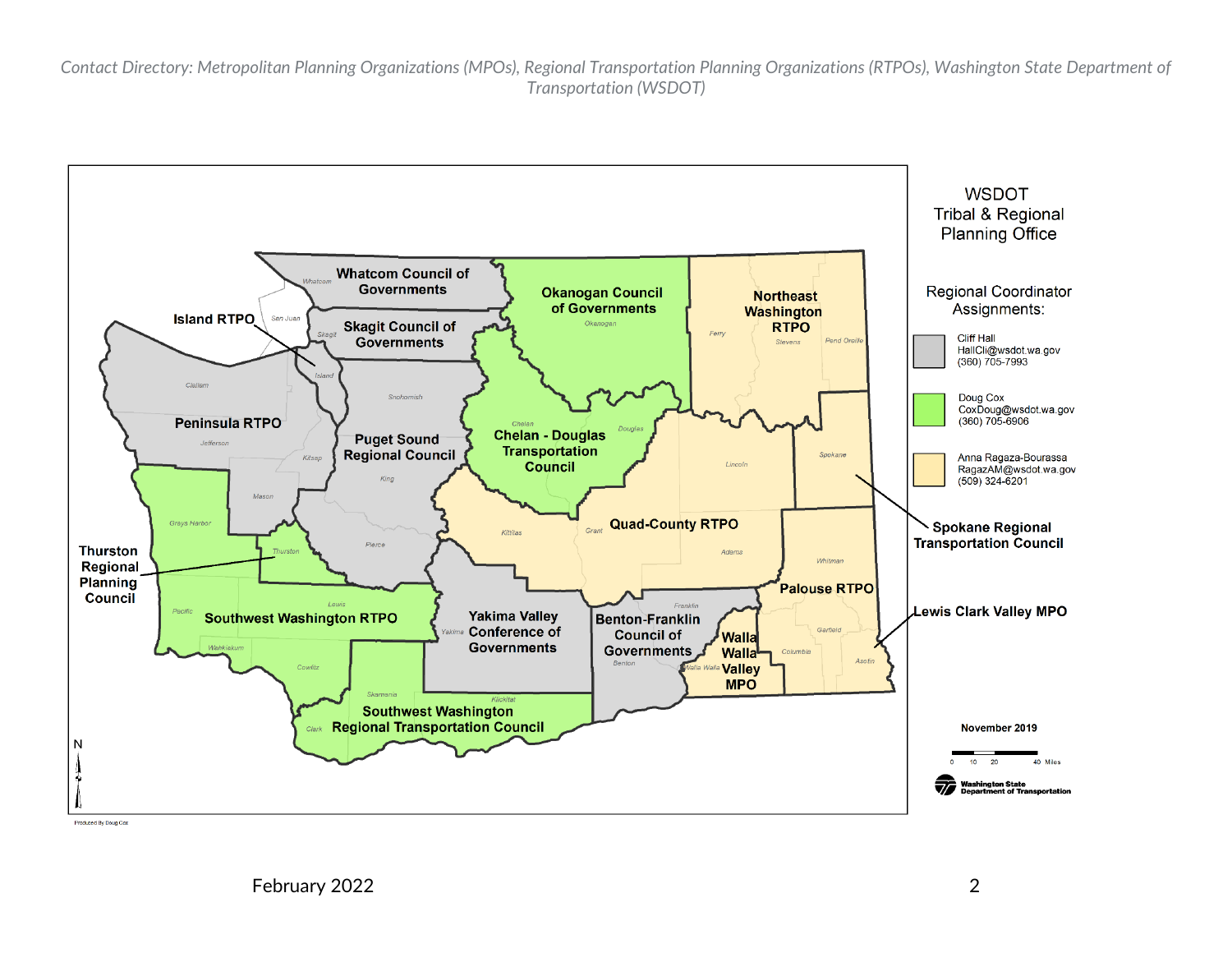WSDOT
Tribal & Regional
Planning Office

Regional Coordinator Assignments:

- Cliff Hall
  HallCli@wsdot.wa.gov
  (360) 705-7993
- Doug Cox
  CoxDoug@wsdot.wa.gov
  (360) 705-6906
- Anna Ragaza-Bourassa
  RagazAM@wsdot.wa.gov
  (509) 324-6201

Whatcom Council of Governments

Island RTPO

Skagit Council of Governments

Okanogan Council of Governments

Northeast Washington RTPO

Peninsula RTPO

Puget Sound Regional Council

Chelan - Douglas Transportation Council

Spokane Regional Transportation Council

Quad-County RTPO

Thurston Regional Planning Council

Palouse RTPO

Southwest Washington RTPO

Yakima Valley Conference of Governments

Benton-Franklin Council of Governments

Walla Walla Valley MPO

Lewis Clark Valley MPO

Southwest Washington Regional Transportation Council

Whatcom, San Juan, Skagit, Island, Clallam, Jefferson, Kitsap, Snohomish, King, Mason, Grays Harbor, Thurston, Pierce, Pacific, Lewis, Wahkiakum, Cowlitz, Skamania, Klickitat, Clark, Yakima, Kittitas, Chelan, Douglas, Okanogan, Ferry, Stevens, Pend Oreille, Lincoln, Spokane, Grant, Adams, Whitman, Franklin, Benton, Walla Walla, Columbia, Garfield, Asotin

November 2019

0 10 20 40 Miles

Washington State Department of Transportation

Produced By Doug Cox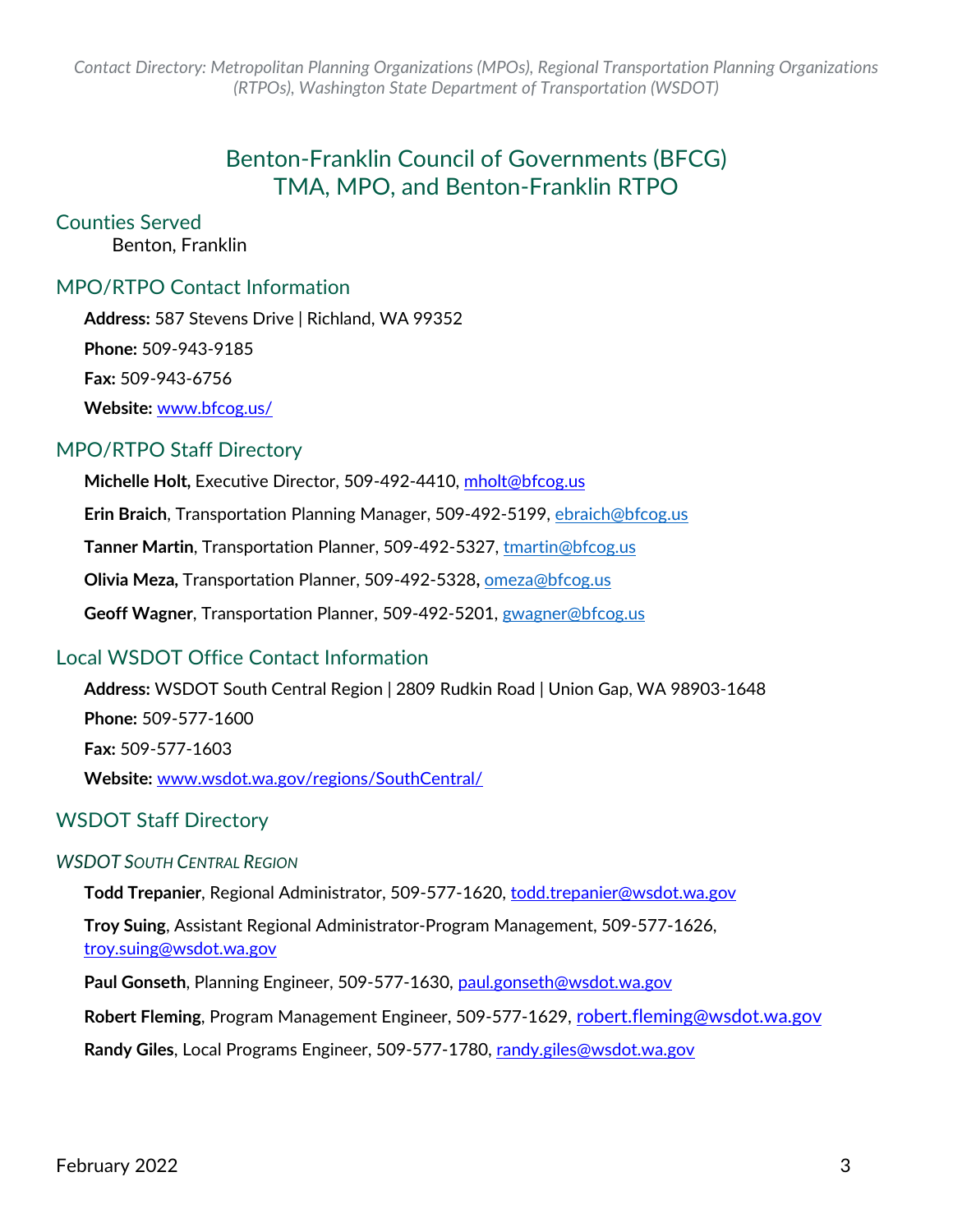# Benton-Franklin Council of Governments (BFCG) TMA, MPO, and Benton-Franklin RTPO

## Counties Served

Benton, Franklin

## MPO/RTPO Contact Information

**Address:** 587 Stevens Drive | Richland, WA 99352

**Phone:** 509-943-9185

**Fax:** 509-943-6756

**Website:** [www.bfcog.us/](www.bfcog.us/)

## MPO/RTPO Staff Directory

**Michelle Holt,** Executive Director, 509-492-4410, mholt@bfcog.us

**Erin Braich**, Transportation Planning Manager, 509-492-5199, ebraich@bfcog.us

**Tanner Martin**, Transportation Planner, 509-492-5327, tmartin@bfcog.us

**Olivia Meza,** Transportation Planner, 509-492-5328, omeza@bfcog.us

**Geoff Wagner**, Transportation Planner, 509-492-5201, gwagner@bfcog.us

## Local WSDOT Office Contact Information

**Address:** WSDOT South Central Region | 2809 Rudkin Road | Union Gap, WA 98903-1648

**Phone:** 509-577-1600

**Fax:** 509-577-1603

**Website:** [www.wsdot.wa.gov/regions/SouthCentral/](www.wsdot.wa.gov/regions/SouthCentral/)

## WSDOT Staff Directory

### *WSDOT South Central Region*

**Todd Trepanier**, Regional Administrator, 509-577-1620, todd.trepanier@wsdot.wa.gov

**Troy Suing**, Assistant Regional Administrator-Program Management, 509-577-1626, troy.suing@wsdot.wa.gov

**Paul Gonseth**, Planning Engineer, 509-577-1630, paul.gonseth@wsdot.wa.gov

**Robert Fleming**, Program Management Engineer, 509-577-1629, robert.fleming@wsdot.wa.gov

**Randy Giles**, Local Programs Engineer, 509-577-1780, randy.giles@wsdot.wa.gov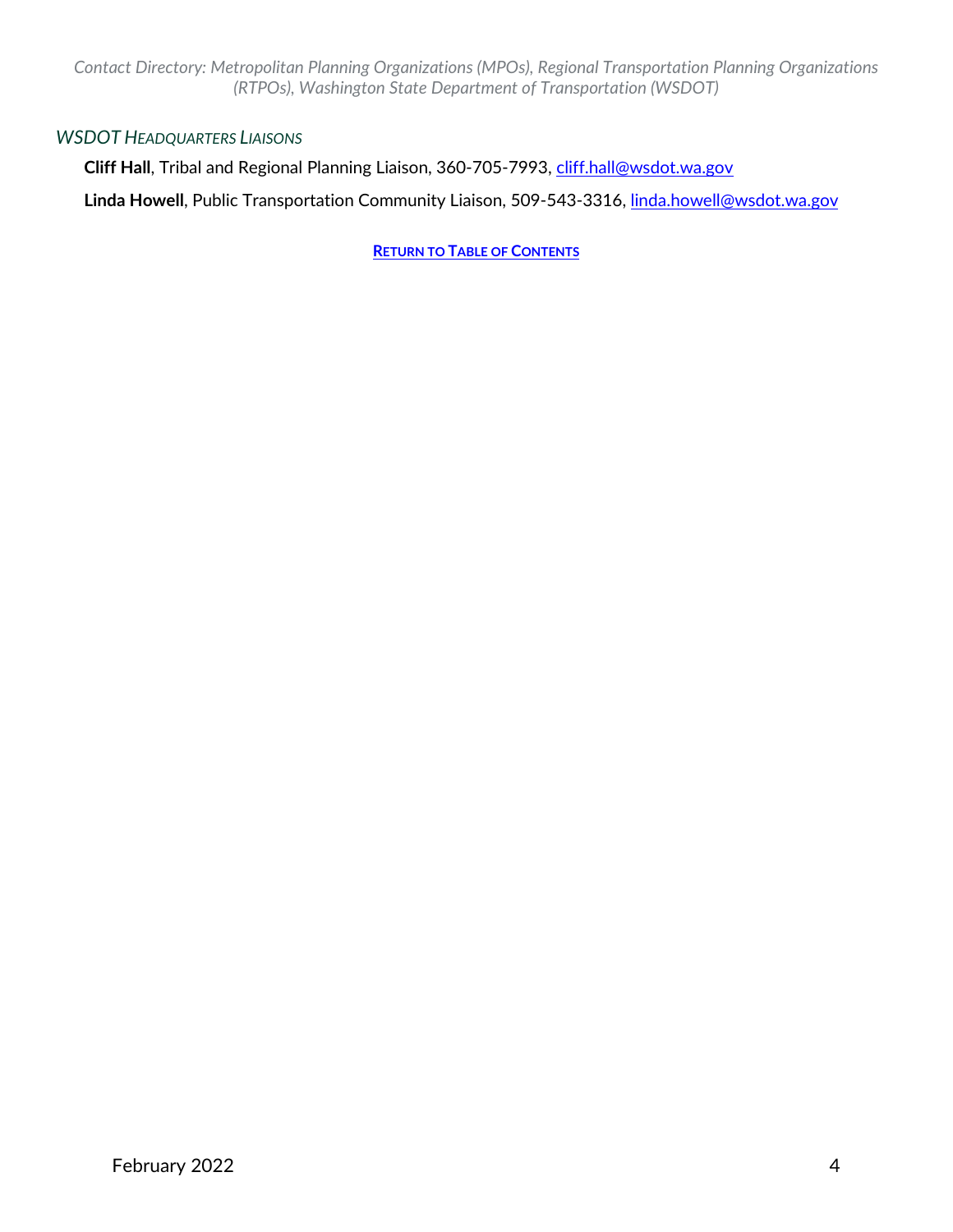### *WSDOT Headquarters Liaisons*

**Cliff Hall**, Tribal and Regional Planning Liaison, 360-705-7993, cliff.hall@wsdot.wa.gov

**Linda Howell**, Public Transportation Community Liaison, 509-543-3316, linda.howell@wsdot.wa.gov

**Return to Table of Contents**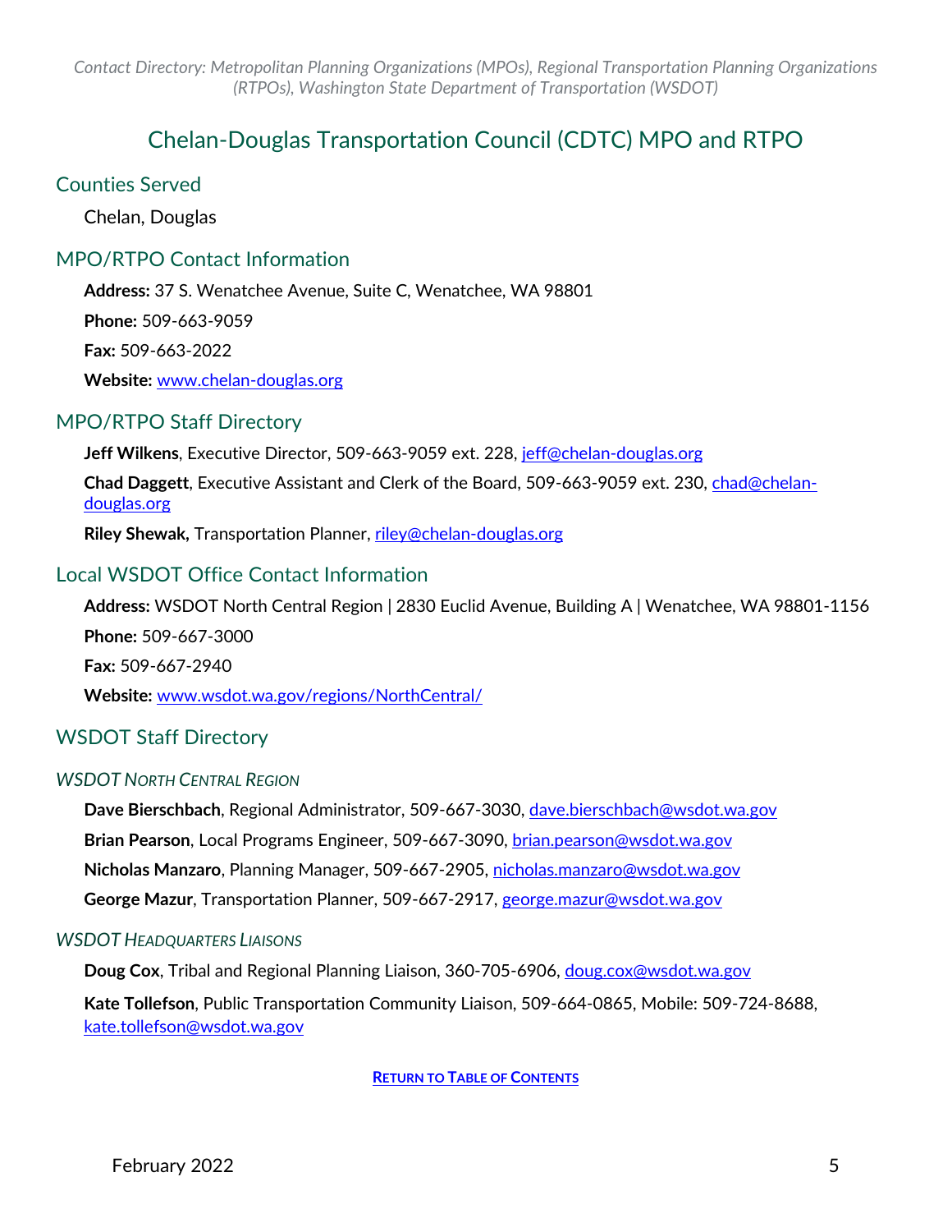# Chelan-Douglas Transportation Council (CDTC) MPO and RTPO

## Counties Served

Chelan, Douglas

## MPO/RTPO Contact Information

**Address:** 37 S. Wenatchee Avenue, Suite C, Wenatchee, WA 98801

**Phone:** 509-663-9059

**Fax:** 509-663-2022

**Website:** www.chelan-douglas.org

## MPO/RTPO Staff Directory

**Jeff Wilkens**, Executive Director, 509-663-9059 ext. 228, jeff@chelan-douglas.org

**Chad Daggett**, Executive Assistant and Clerk of the Board, 509-663-9059 ext. 230, chad@chelan-douglas.org

**Riley Shewak,** Transportation Planner, riley@chelan-douglas.org

## Local WSDOT Office Contact Information

**Address:** WSDOT North Central Region | 2830 Euclid Avenue, Building A | Wenatchee, WA 98801-1156

**Phone:** 509-667-3000

**Fax:** 509-667-2940

**Website:** www.wsdot.wa.gov/regions/NorthCentral/

## WSDOT Staff Directory

### *WSDOT North Central Region*

**Dave Bierschbach**, Regional Administrator, 509-667-3030, dave.bierschbach@wsdot.wa.gov

**Brian Pearson**, Local Programs Engineer, 509-667-3090, brian.pearson@wsdot.wa.gov

**Nicholas Manzaro**, Planning Manager, 509-667-2905, nicholas.manzaro@wsdot.wa.gov

**George Mazur**, Transportation Planner, 509-667-2917, george.mazur@wsdot.wa.gov

### *WSDOT Headquarters Liaisons*

**Doug Cox**, Tribal and Regional Planning Liaison, 360-705-6906, doug.cox@wsdot.wa.gov

**Kate Tollefson**, Public Transportation Community Liaison, 509-664-0865, Mobile: 509-724-8688, kate.tollefson@wsdot.wa.gov

**Return to Table of Contents**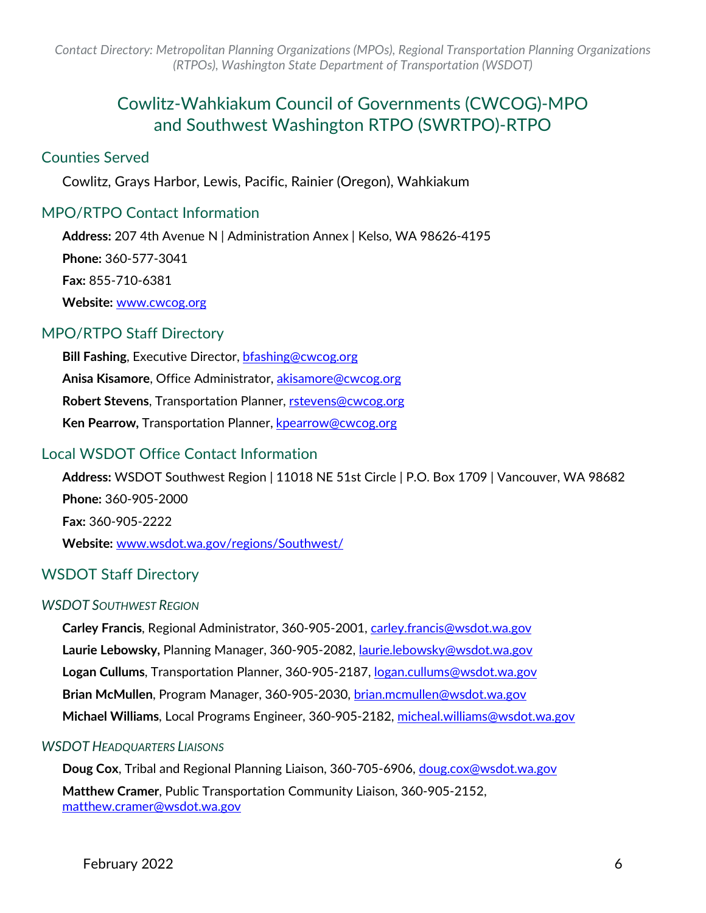# Cowlitz-Wahkiakum Council of Governments (CWCOG)-MPO and Southwest Washington RTPO (SWRTPO)-RTPO

## Counties Served

Cowlitz, Grays Harbor, Lewis, Pacific, Rainier (Oregon), Wahkiakum

## MPO/RTPO Contact Information

**Address:** 207 4th Avenue N | Administration Annex | Kelso, WA 98626-4195

**Phone:** 360-577-3041

**Fax:** 855-710-6381

**Website:** www.cwcog.org

## MPO/RTPO Staff Directory

**Bill Fashing**, Executive Director, bfashing@cwcog.org

**Anisa Kisamore**, Office Administrator, akisamore@cwcog.org

**Robert Stevens**, Transportation Planner, rstevens@cwcog.org

**Ken Pearrow,** Transportation Planner, kpearrow@cwcog.org

## Local WSDOT Office Contact Information

**Address:** WSDOT Southwest Region | 11018 NE 51st Circle | P.O. Box 1709 | Vancouver, WA 98682

**Phone:** 360-905-2000

**Fax:** 360-905-2222

**Website:** www.wsdot.wa.gov/regions/Southwest/

## WSDOT Staff Directory

### *WSDOT Southwest Region*

**Carley Francis**, Regional Administrator, 360-905-2001, carley.francis@wsdot.wa.gov

**Laurie Lebowsky,** Planning Manager, 360-905-2082, laurie.lebowsky@wsdot.wa.gov

**Logan Cullums**, Transportation Planner, 360-905-2187, logan.cullums@wsdot.wa.gov

**Brian McMullen**, Program Manager, 360-905-2030, brian.mcmullen@wsdot.wa.gov

**Michael Williams**, Local Programs Engineer, 360-905-2182, micheal.williams@wsdot.wa.gov

### *WSDOT Headquarters Liaisons*

**Doug Cox**, Tribal and Regional Planning Liaison, 360-705-6906, doug.cox@wsdot.wa.gov

**Matthew Cramer**, Public Transportation Community Liaison, 360-905-2152, matthew.cramer@wsdot.wa.gov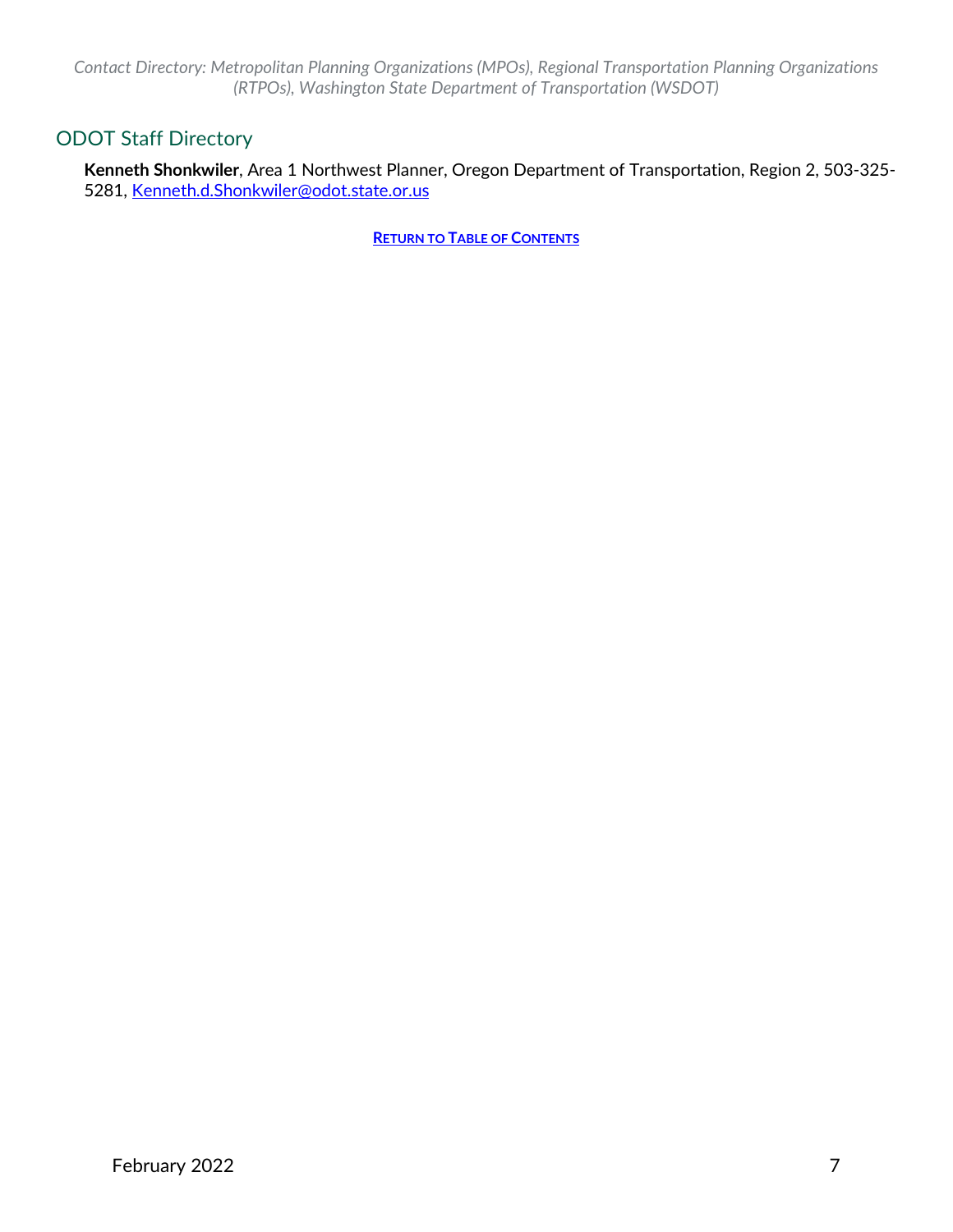## ODOT Staff Directory

**Kenneth Shonkwiler**, Area 1 Northwest Planner, Oregon Department of Transportation, Region 2, 503-325-5281, Kenneth.d.Shonkwiler@odot.state.or.us

**RETURN TO TABLE OF CONTENTS**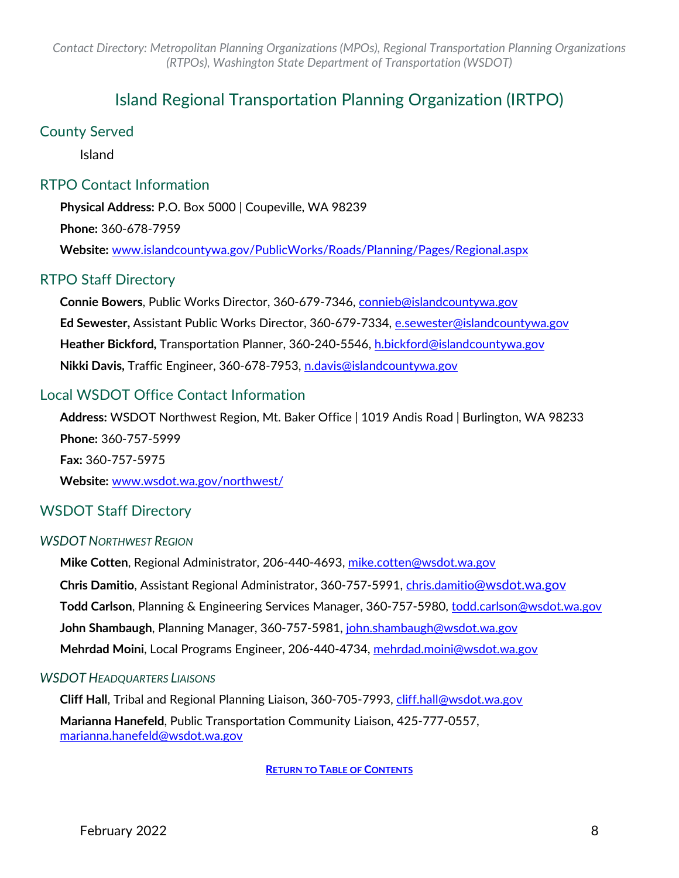# Island Regional Transportation Planning Organization (IRTPO)

## County Served

Island

## RTPO Contact Information

**Physical Address:** P.O. Box 5000 | Coupeville, WA 98239

**Phone:** 360-678-7959

**Website:** [www.islandcountywa.gov/PublicWorks/Roads/Planning/Pages/Regional.aspx](www.islandcountywa.gov/PublicWorks/Roads/Planning/Pages/Regional.aspx)

## RTPO Staff Directory

**Connie Bowers**, Public Works Director, 360-679-7346, connieb@islandcountywa.gov

**Ed Sewester,** Assistant Public Works Director, 360-679-7334, e.sewester@islandcountywa.gov

**Heather Bickford,** Transportation Planner, 360-240-5546, h.bickford@islandcountywa.gov

**Nikki Davis,** Traffic Engineer, 360-678-7953, n.davis@islandcountywa.gov

## Local WSDOT Office Contact Information

**Address:** WSDOT Northwest Region, Mt. Baker Office | 1019 Andis Road | Burlington, WA 98233

**Phone:** 360-757-5999

**Fax:** 360-757-5975

**Website:** [www.wsdot.wa.gov/northwest/](www.wsdot.wa.gov/northwest/)

## WSDOT Staff Directory

### *WSDOT Northwest Region*

**Mike Cotten**, Regional Administrator, 206-440-4693, mike.cotten@wsdot.wa.gov

**Chris Damitio**, Assistant Regional Administrator, 360-757-5991, chris.damitio@wsdot.wa.gov

**Todd Carlson**, Planning & Engineering Services Manager, 360-757-5980, todd.carlson@wsdot.wa.gov

**John Shambaugh**, Planning Manager, 360-757-5981, john.shambaugh@wsdot.wa.gov

**Mehrdad Moini**, Local Programs Engineer, 206-440-4734, mehrdad.moini@wsdot.wa.gov

### *WSDOT Headquarters Liaisons*

**Cliff Hall**, Tribal and Regional Planning Liaison, 360-705-7993, cliff.hall@wsdot.wa.gov

**Marianna Hanefeld**, Public Transportation Community Liaison, 425-777-0557, marianna.hanefeld@wsdot.wa.gov

**RETURN TO TABLE OF CONTENTS**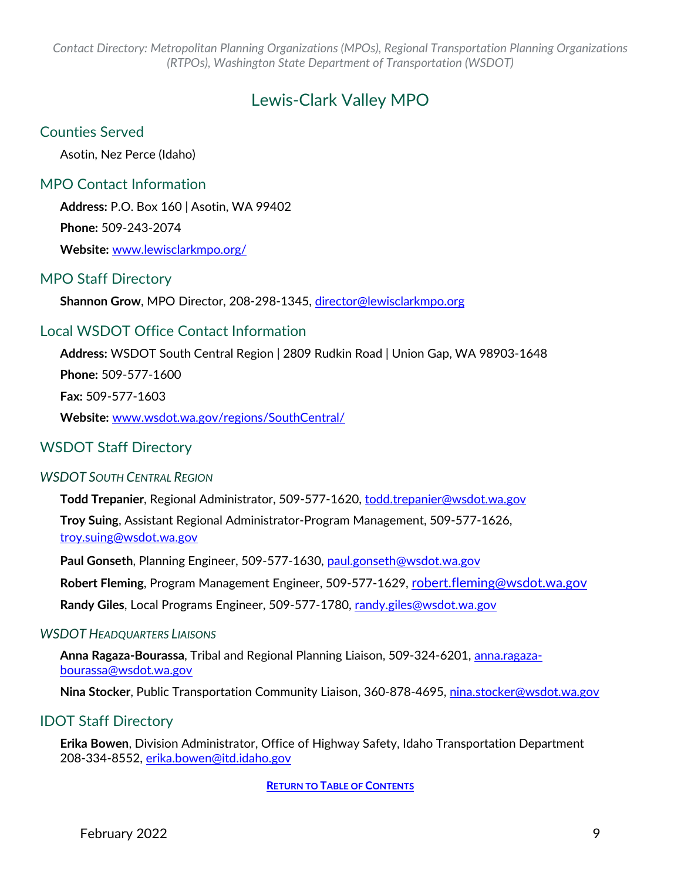# Lewis-Clark Valley MPO

## Counties Served

Asotin, Nez Perce (Idaho)

## MPO Contact Information

**Address:** P.O. Box 160 | Asotin, WA 99402

**Phone:** 509-243-2074

**Website:** www.lewisclarkmpo.org/

## MPO Staff Directory

**Shannon Grow**, MPO Director, 208-298-1345, director@lewisclarkmpo.org

## Local WSDOT Office Contact Information

**Address:** WSDOT South Central Region | 2809 Rudkin Road | Union Gap, WA 98903-1648

**Phone:** 509-577-1600

**Fax:** 509-577-1603

**Website:** www.wsdot.wa.gov/regions/SouthCentral/

## WSDOT Staff Directory

### *WSDOT South Central Region*

**Todd Trepanier**, Regional Administrator, 509-577-1620, todd.trepanier@wsdot.wa.gov

**Troy Suing**, Assistant Regional Administrator-Program Management, 509-577-1626, troy.suing@wsdot.wa.gov

**Paul Gonseth**, Planning Engineer, 509-577-1630, paul.gonseth@wsdot.wa.gov

**Robert Fleming**, Program Management Engineer, 509-577-1629, robert.fleming@wsdot.wa.gov

**Randy Giles**, Local Programs Engineer, 509-577-1780, randy.giles@wsdot.wa.gov

### *WSDOT Headquarters Liaisons*

**Anna Ragaza-Bourassa**, Tribal and Regional Planning Liaison, 509-324-6201, anna.ragaza-bourassa@wsdot.wa.gov

**Nina Stocker**, Public Transportation Community Liaison, 360-878-4695, nina.stocker@wsdot.wa.gov

## IDOT Staff Directory

**Erika Bowen**, Division Administrator, Office of Highway Safety, Idaho Transportation Department 208-334-8552, erika.bowen@itd.idaho.gov

**Return to Table of Contents**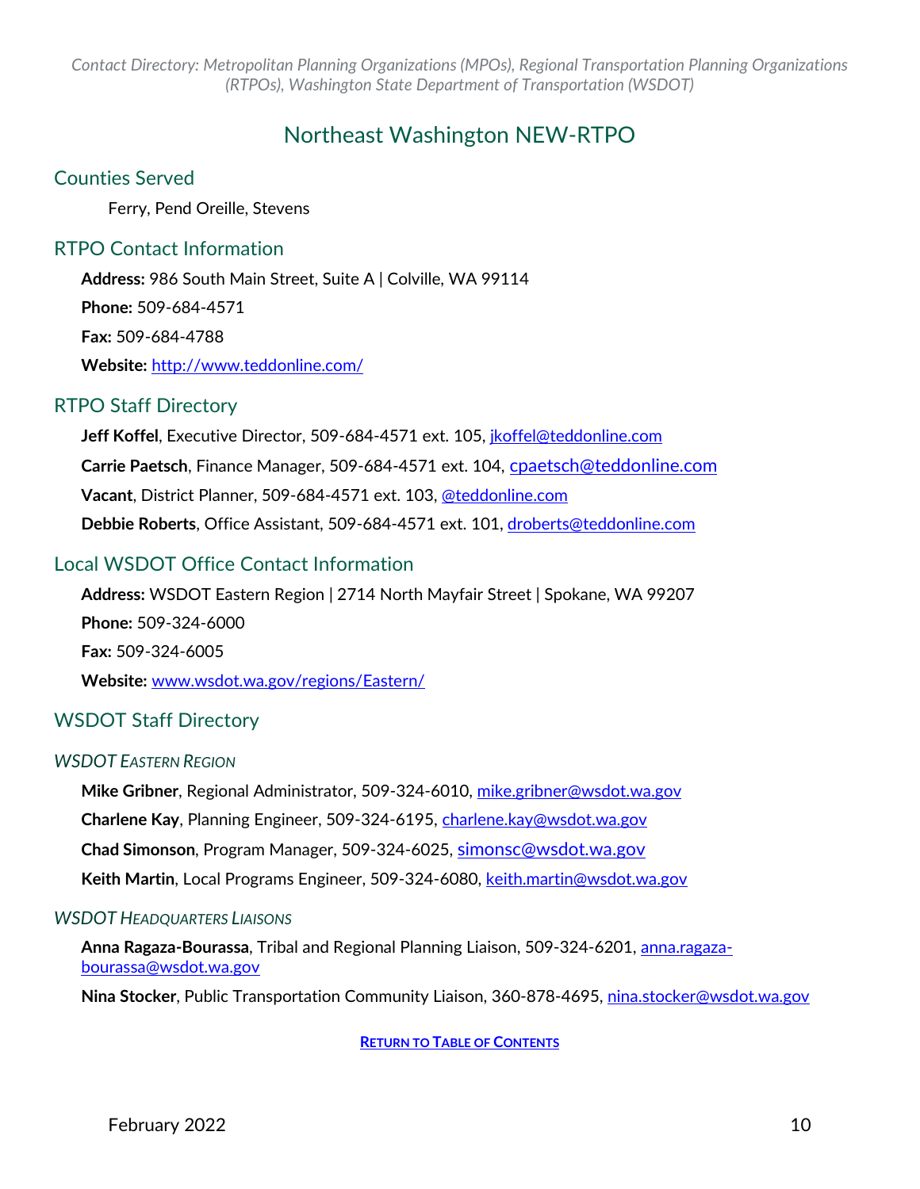# Northeast Washington NEW-RTPO

## Counties Served

Ferry, Pend Oreille, Stevens

## RTPO Contact Information

**Address:** 986 South Main Street, Suite A | Colville, WA 99114

**Phone:** 509-684-4571

**Fax:** 509-684-4788

**Website:** http://www.teddonline.com/

## RTPO Staff Directory

**Jeff Koffel**, Executive Director, 509-684-4571 ext. 105, jkoffel@teddonline.com

**Carrie Paetsch**, Finance Manager, 509-684-4571 ext. 104, cpaetsch@teddonline.com

**Vacant**, District Planner, 509-684-4571 ext. 103, @teddonline.com

**Debbie Roberts**, Office Assistant, 509-684-4571 ext. 101, droberts@teddonline.com

## Local WSDOT Office Contact Information

**Address:** WSDOT Eastern Region | 2714 North Mayfair Street | Spokane, WA 99207

**Phone:** 509-324-6000

**Fax:** 509-324-6005

**Website:** www.wsdot.wa.gov/regions/Eastern/

## WSDOT Staff Directory

### *WSDOT Eastern Region*

**Mike Gribner**, Regional Administrator, 509-324-6010, mike.gribner@wsdot.wa.gov

**Charlene Kay**, Planning Engineer, 509-324-6195, charlene.kay@wsdot.wa.gov

**Chad Simonson**, Program Manager, 509-324-6025, simonsc@wsdot.wa.gov

**Keith Martin**, Local Programs Engineer, 509-324-6080, keith.martin@wsdot.wa.gov

### *WSDOT Headquarters Liaisons*

**Anna Ragaza-Bourassa**, Tribal and Regional Planning Liaison, 509-324-6201, anna.ragaza-bourassa@wsdot.wa.gov

**Nina Stocker**, Public Transportation Community Liaison, 360-878-4695, nina.stocker@wsdot.wa.gov

**Return to Table of Contents**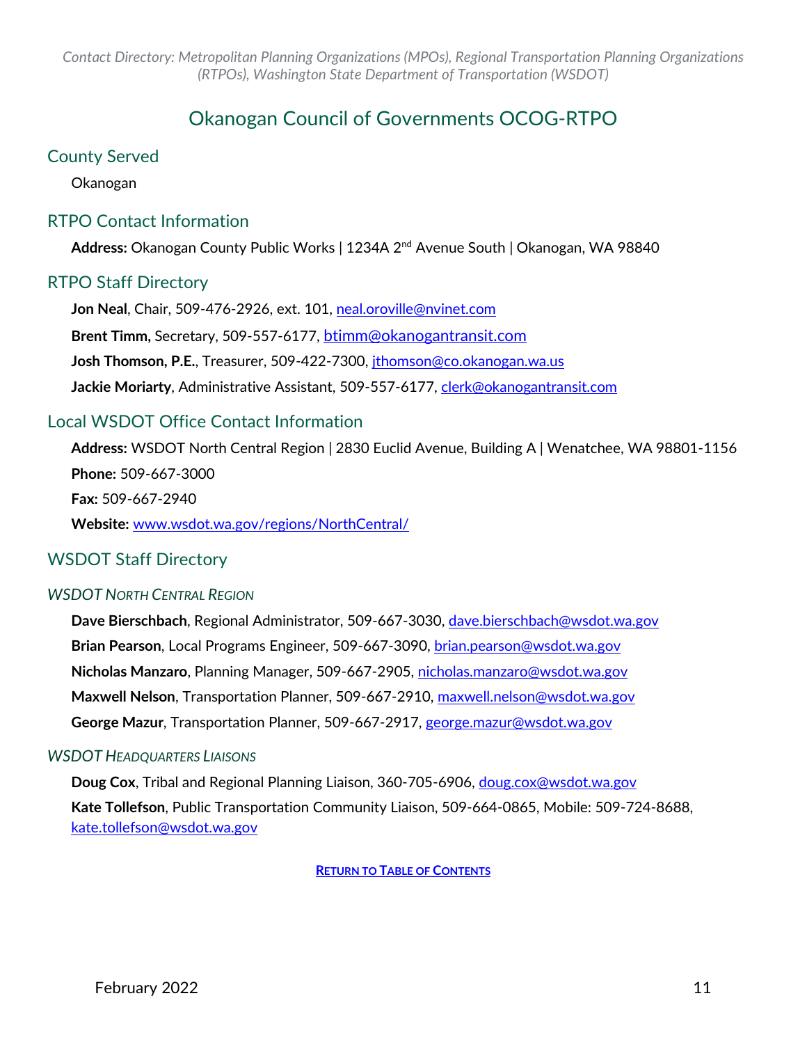# Okanogan Council of Governments OCOG-RTPO

## County Served

Okanogan

## RTPO Contact Information

**Address:** Okanogan County Public Works | 1234A 2nd Avenue South | Okanogan, WA 98840

## RTPO Staff Directory

**Jon Neal**, Chair, 509-476-2926, ext. 101, neal.oroville@nvinet.com

**Brent Timm,** Secretary, 509-557-6177, btimm@okanogantransit.com

**Josh Thomson, P.E.**, Treasurer, 509-422-7300, jthomson@co.okanogan.wa.us

**Jackie Moriarty**, Administrative Assistant, 509-557-6177, clerk@okanogantransit.com

## Local WSDOT Office Contact Information

**Address:** WSDOT North Central Region | 2830 Euclid Avenue, Building A | Wenatchee, WA 98801-1156

**Phone:** 509-667-3000

**Fax:** 509-667-2940

**Website:** www.wsdot.wa.gov/regions/NorthCentral/

## WSDOT Staff Directory

### *WSDOT North Central Region*

**Dave Bierschbach**, Regional Administrator, 509-667-3030, dave.bierschbach@wsdot.wa.gov

**Brian Pearson**, Local Programs Engineer, 509-667-3090, brian.pearson@wsdot.wa.gov

**Nicholas Manzaro**, Planning Manager, 509-667-2905, nicholas.manzaro@wsdot.wa.gov

**Maxwell Nelson**, Transportation Planner, 509-667-2910, maxwell.nelson@wsdot.wa.gov

**George Mazur**, Transportation Planner, 509-667-2917, george.mazur@wsdot.wa.gov

### *WSDOT Headquarters Liaisons*

**Doug Cox**, Tribal and Regional Planning Liaison, 360-705-6906, doug.cox@wsdot.wa.gov

**Kate Tollefson**, Public Transportation Community Liaison, 509-664-0865, Mobile: 509-724-8688, kate.tollefson@wsdot.wa.gov

**RETURN TO TABLE OF CONTENTS**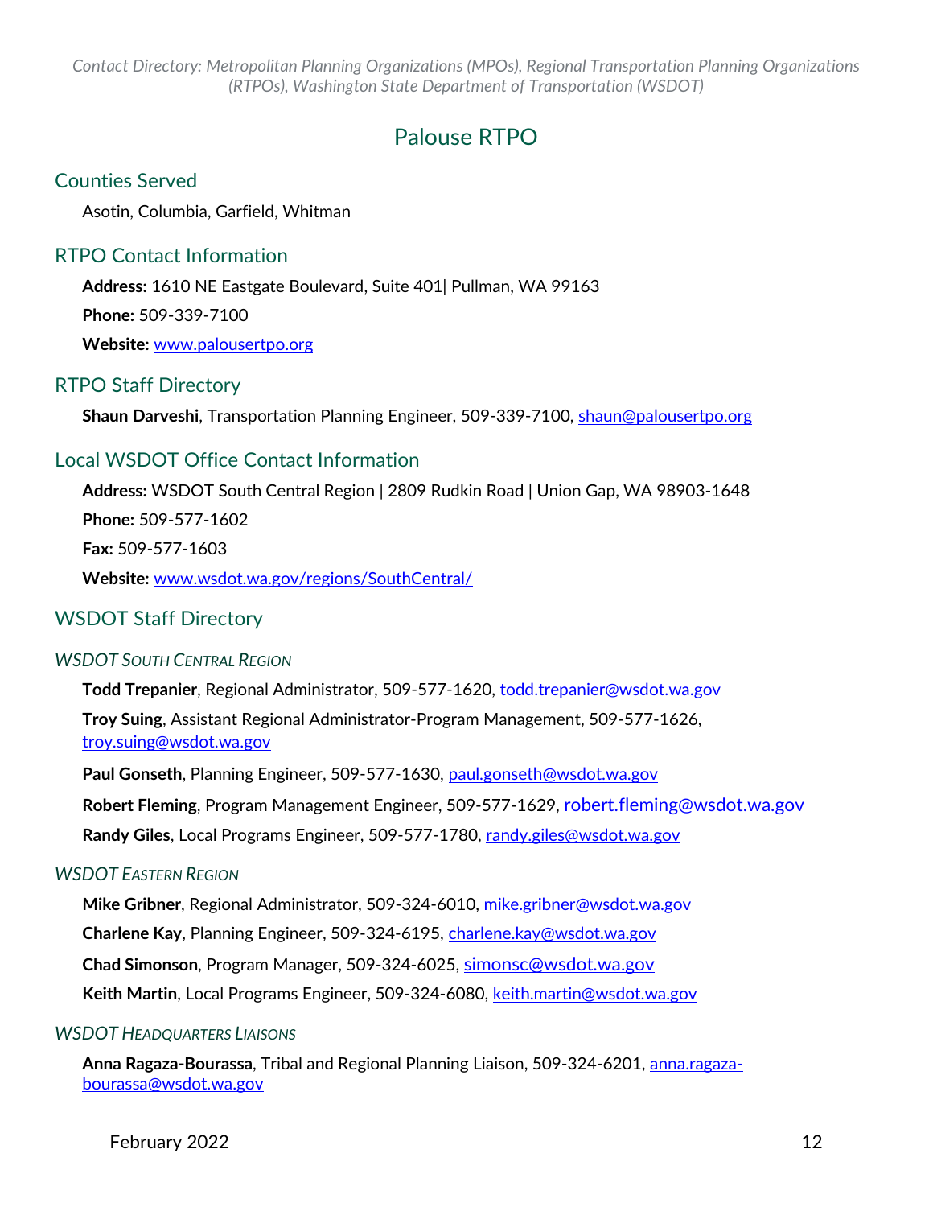# Palouse RTPO

## Counties Served

Asotin, Columbia, Garfield, Whitman

## RTPO Contact Information

**Address:** 1610 NE Eastgate Boulevard, Suite 401| Pullman, WA 99163

**Phone:** 509-339-7100

**Website:** www.palousertpo.org

## RTPO Staff Directory

**Shaun Darveshi**, Transportation Planning Engineer, 509-339-7100, shaun@palousertpo.org

## Local WSDOT Office Contact Information

**Address:** WSDOT South Central Region | 2809 Rudkin Road | Union Gap, WA 98903-1648

**Phone:** 509-577-1602

**Fax:** 509-577-1603

**Website:** www.wsdot.wa.gov/regions/SouthCentral/

## WSDOT Staff Directory

### *WSDOT South Central Region*

**Todd Trepanier**, Regional Administrator, 509-577-1620, todd.trepanier@wsdot.wa.gov

**Troy Suing**, Assistant Regional Administrator-Program Management, 509-577-1626, troy.suing@wsdot.wa.gov

**Paul Gonseth**, Planning Engineer, 509-577-1630, paul.gonseth@wsdot.wa.gov

**Robert Fleming**, Program Management Engineer, 509-577-1629, robert.fleming@wsdot.wa.gov

**Randy Giles**, Local Programs Engineer, 509-577-1780, randy.giles@wsdot.wa.gov

### *WSDOT Eastern Region*

**Mike Gribner**, Regional Administrator, 509-324-6010, mike.gribner@wsdot.wa.gov

**Charlene Kay**, Planning Engineer, 509-324-6195, charlene.kay@wsdot.wa.gov

**Chad Simonson**, Program Manager, 509-324-6025, simonsc@wsdot.wa.gov

**Keith Martin**, Local Programs Engineer, 509-324-6080, keith.martin@wsdot.wa.gov

### *WSDOT Headquarters Liaisons*

**Anna Ragaza-Bourassa**, Tribal and Regional Planning Liaison, 509-324-6201, anna.ragaza-bourassa@wsdot.wa.gov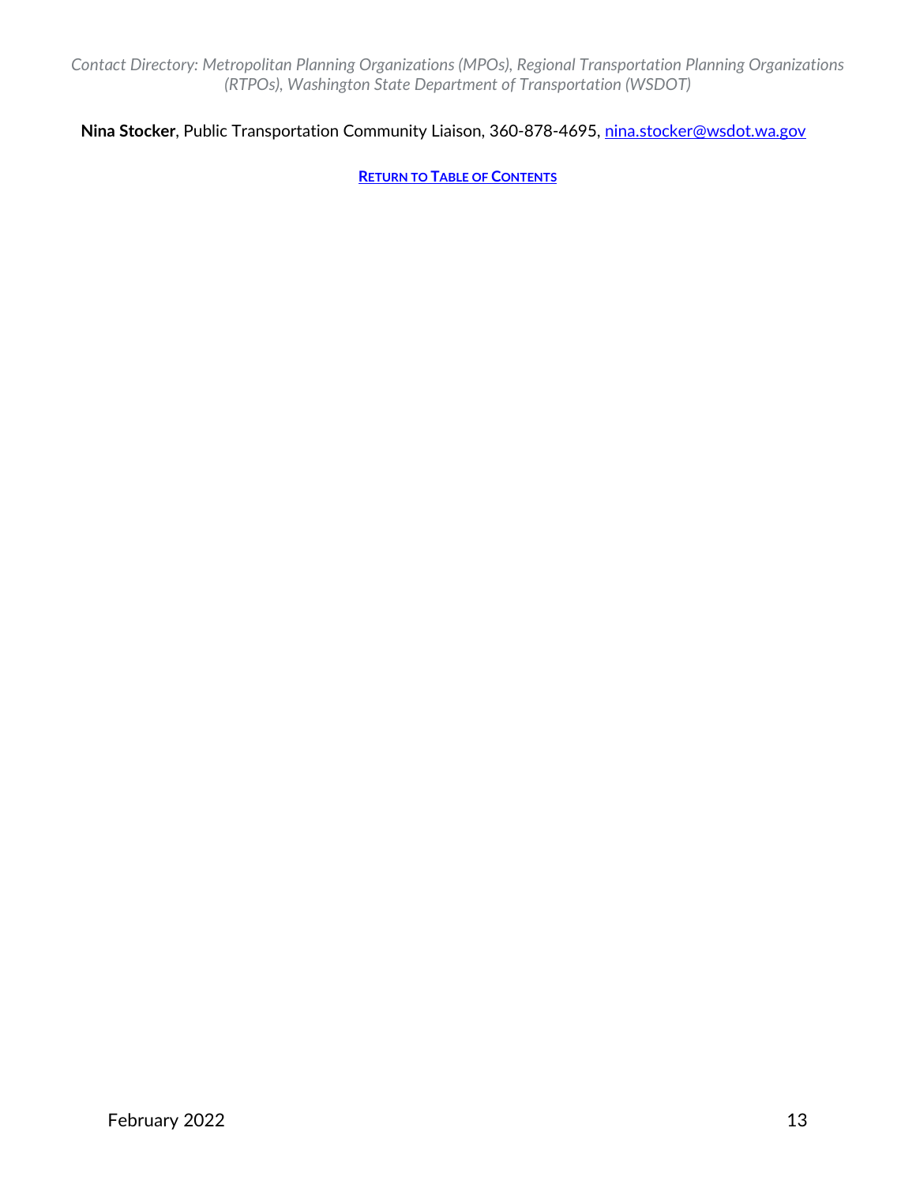**Nina Stocker**, Public Transportation Community Liaison, 360-878-4695, nina.stocker@wsdot.wa.gov

**RETURN TO TABLE OF CONTENTS**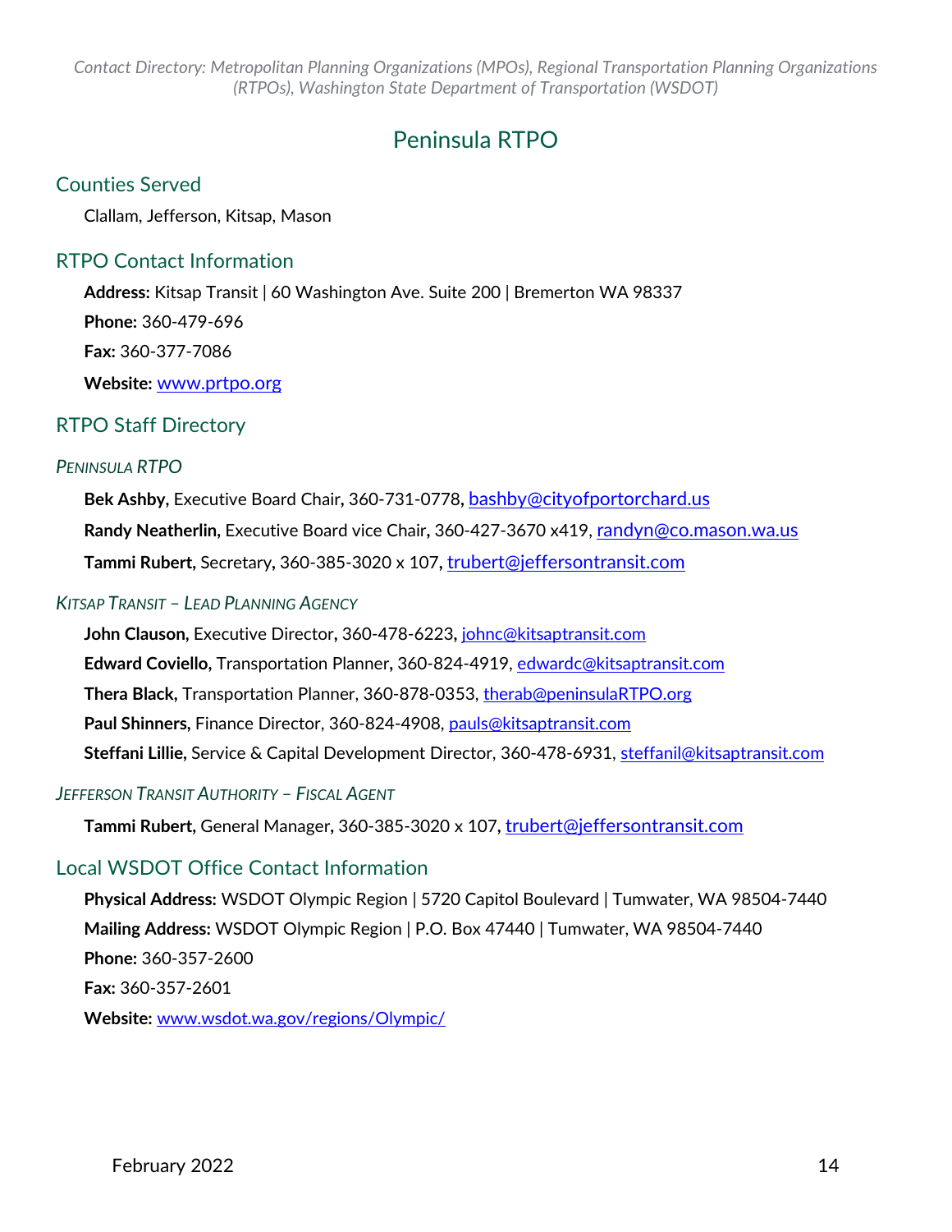# Peninsula RTPO

## Counties Served

Clallam, Jefferson, Kitsap, Mason

## RTPO Contact Information

**Address:** Kitsap Transit | 60 Washington Ave. Suite 200 | Bremerton WA 98337

**Phone:** 360-479-696

**Fax:** 360-377-7086

**Website:** www.prtpo.org

## RTPO Staff Directory

### *Peninsula RTPO*

**Bek Ashby,** Executive Board Chair, 360-731-0778, bashby@cityofportorchard.us

**Randy Neatherlin,** Executive Board vice Chair, 360-427-3670 x419, randyn@co.mason.wa.us

**Tammi Rubert,** Secretary, 360-385-3020 x 107, trubert@jeffersontransit.com

### *Kitsap Transit – Lead Planning Agency*

**John Clauson,** Executive Director, 360-478-6223, johnc@kitsaptransit.com

**Edward Coviello,** Transportation Planner, 360-824-4919, edwardc@kitsaptransit.com

**Thera Black,** Transportation Planner, 360-878-0353, therab@peninsulaRTPO.org

**Paul Shinners,** Finance Director, 360-824-4908, pauls@kitsaptransit.com

**Steffani Lillie,** Service & Capital Development Director, 360-478-6931, steffanil@kitsaptransit.com

### *Jefferson Transit Authority – Fiscal Agent*

**Tammi Rubert,** General Manager, 360-385-3020 x 107, trubert@jeffersontransit.com

## Local WSDOT Office Contact Information

**Physical Address:** WSDOT Olympic Region | 5720 Capitol Boulevard | Tumwater, WA 98504-7440

**Mailing Address:** WSDOT Olympic Region | P.O. Box 47440 | Tumwater, WA 98504-7440

**Phone:** 360-357-2600

**Fax:** 360-357-2601

**Website:** www.wsdot.wa.gov/regions/Olympic/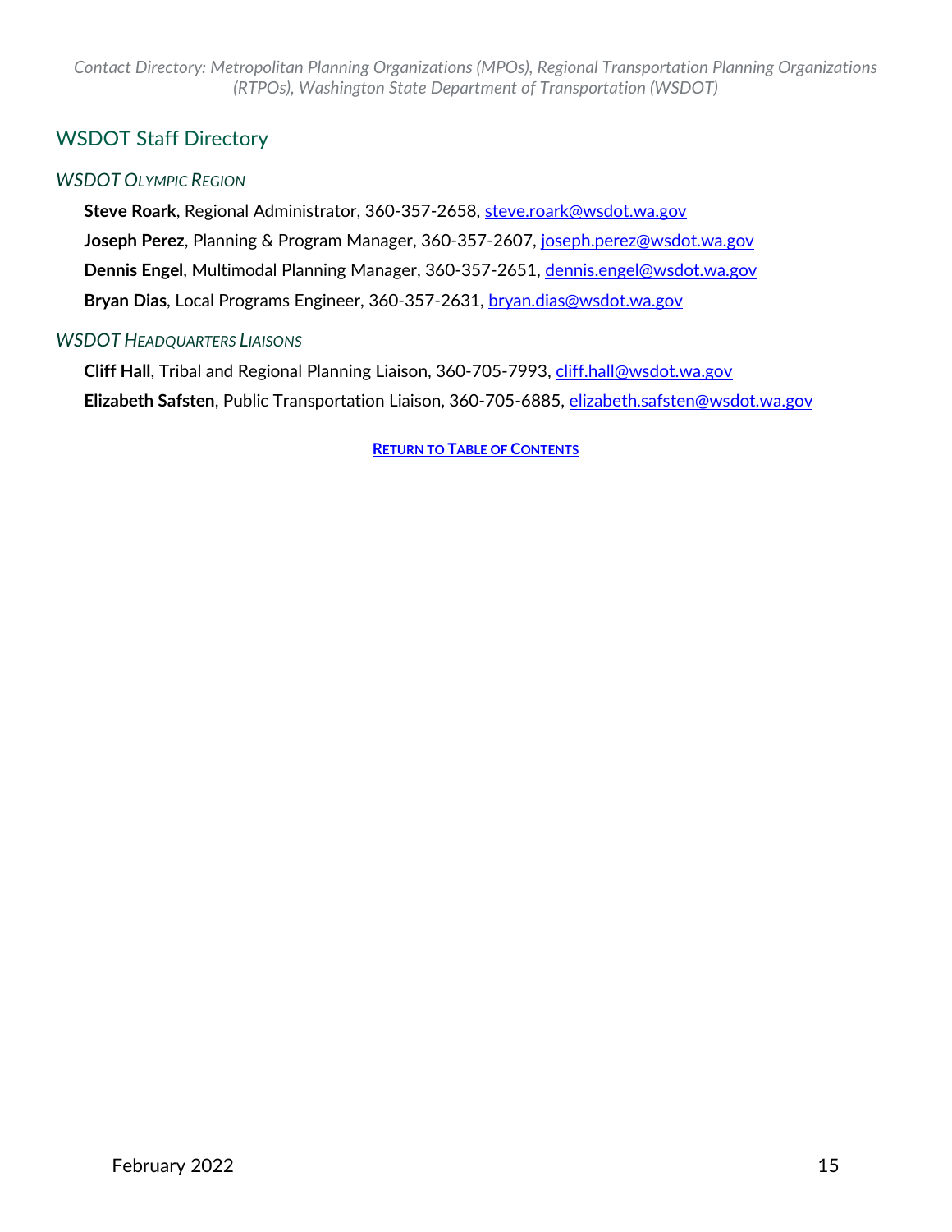## WSDOT Staff Directory

### *WSDOT Olympic Region*

**Steve Roark**, Regional Administrator, 360-357-2658, steve.roark@wsdot.wa.gov

**Joseph Perez**, Planning & Program Manager, 360-357-2607, joseph.perez@wsdot.wa.gov

**Dennis Engel**, Multimodal Planning Manager, 360-357-2651, dennis.engel@wsdot.wa.gov

**Bryan Dias**, Local Programs Engineer, 360-357-2631, bryan.dias@wsdot.wa.gov

### *WSDOT Headquarters Liaisons*

**Cliff Hall**, Tribal and Regional Planning Liaison, 360-705-7993, cliff.hall@wsdot.wa.gov

**Elizabeth Safsten**, Public Transportation Liaison, 360-705-6885, elizabeth.safsten@wsdot.wa.gov

**Return to Table of Contents**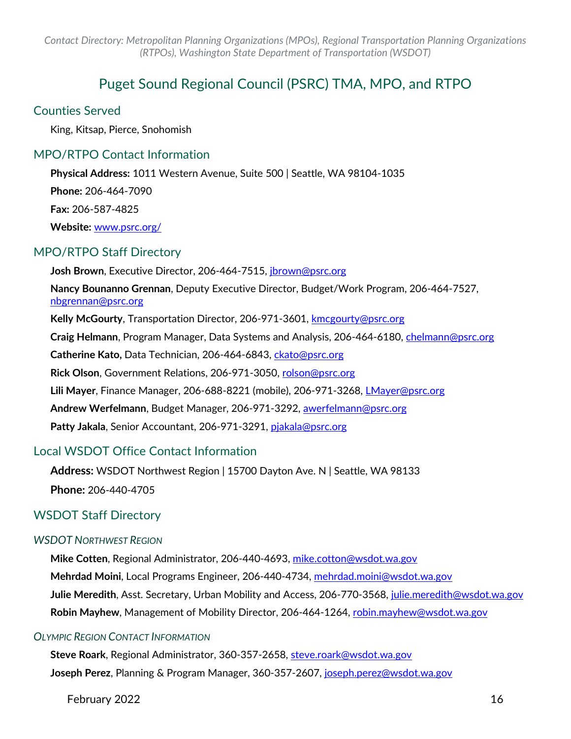# Puget Sound Regional Council (PSRC) TMA, MPO, and RTPO

## Counties Served

King, Kitsap, Pierce, Snohomish

## MPO/RTPO Contact Information

**Physical Address:** 1011 Western Avenue, Suite 500 | Seattle, WA 98104-1035

**Phone:** 206-464-7090

**Fax:** 206-587-4825

**Website:** www.psrc.org/

## MPO/RTPO Staff Directory

**Josh Brown**, Executive Director, 206-464-7515, jbrown@psrc.org

**Nancy Bounanno Grennan**, Deputy Executive Director, Budget/Work Program, 206-464-7527, nbgrennan@psrc.org

**Kelly McGourty**, Transportation Director, 206-971-3601, kmcgourty@psrc.org

**Craig Helmann**, Program Manager, Data Systems and Analysis, 206-464-6180, chelmann@psrc.org

**Catherine Kato,** Data Technician, 206-464-6843, ckato@psrc.org

**Rick Olson**, Government Relations, 206-971-3050, rolson@psrc.org

**Lili Mayer**, Finance Manager, 206-688-8221 (mobile), 206-971-3268, LMayer@psrc.org

**Andrew Werfelmann**, Budget Manager, 206-971-3292, awerfelmann@psrc.org

**Patty Jakala**, Senior Accountant, 206-971-3291, pjakala@psrc.org

## Local WSDOT Office Contact Information

**Address:** WSDOT Northwest Region | 15700 Dayton Ave. N | Seattle, WA 98133

**Phone:** 206-440-4705

## WSDOT Staff Directory

### *WSDOT Northwest Region*

**Mike Cotten**, Regional Administrator, 206-440-4693, mike.cotton@wsdot.wa.gov

**Mehrdad Moini**, Local Programs Engineer, 206-440-4734, mehrdad.moini@wsdot.wa.gov

**Julie Meredith**, Asst. Secretary, Urban Mobility and Access, 206-770-3568, julie.meredith@wsdot.wa.gov

**Robin Mayhew**, Management of Mobility Director, 206-464-1264, robin.mayhew@wsdot.wa.gov

### *Olympic Region Contact Information*

**Steve Roark**, Regional Administrator, 360-357-2658, steve.roark@wsdot.wa.gov

**Joseph Perez**, Planning & Program Manager, 360-357-2607, joseph.perez@wsdot.wa.gov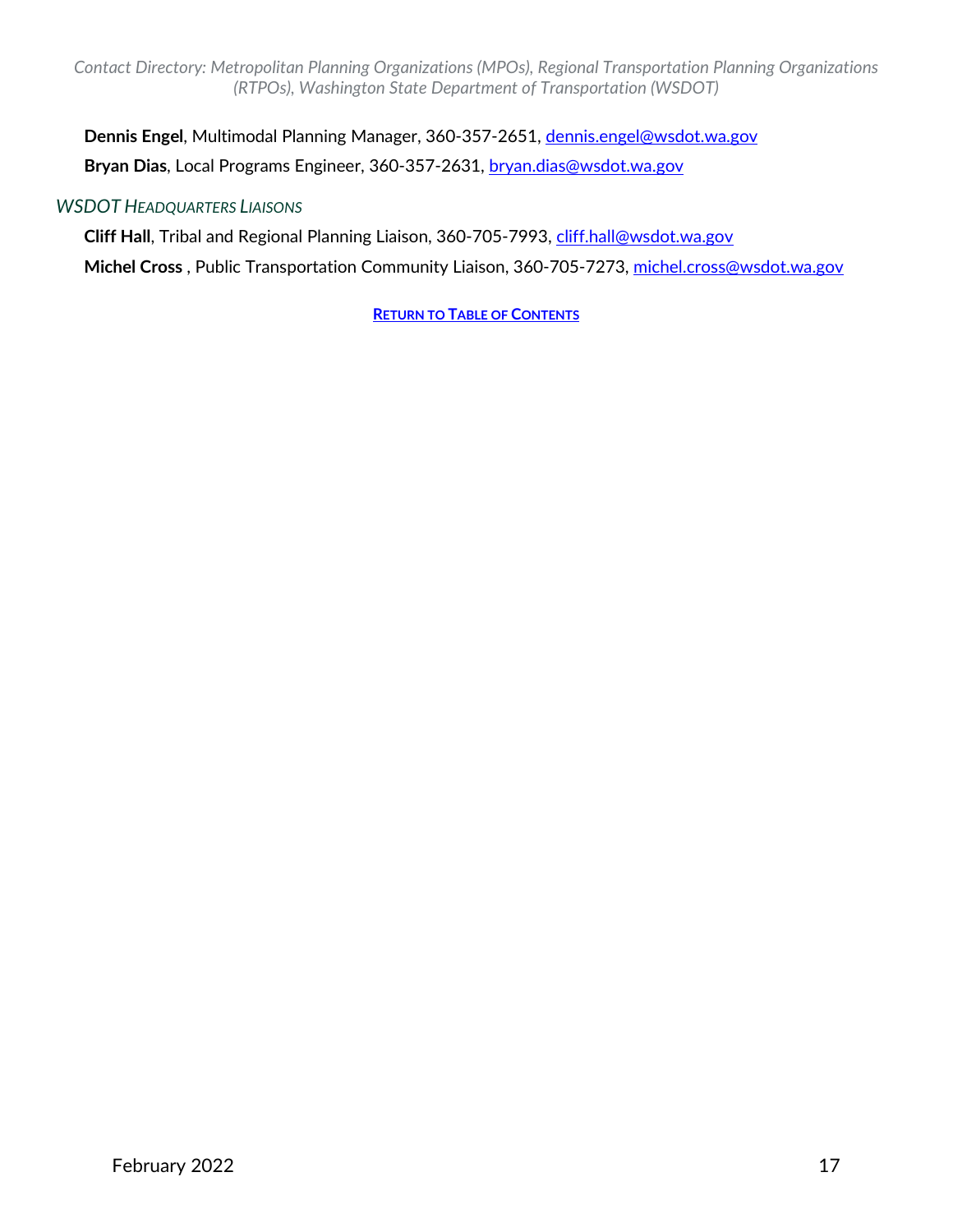**Dennis Engel**, Multimodal Planning Manager, 360-357-2651, dennis.engel@wsdot.wa.gov

**Bryan Dias**, Local Programs Engineer, 360-357-2631, bryan.dias@wsdot.wa.gov

### *WSDOT Headquarters Liaisons*

**Cliff Hall**, Tribal and Regional Planning Liaison, 360-705-7993, cliff.hall@wsdot.wa.gov

**Michel Cross** , Public Transportation Community Liaison, 360-705-7273, michel.cross@wsdot.wa.gov

**Return to Table of Contents**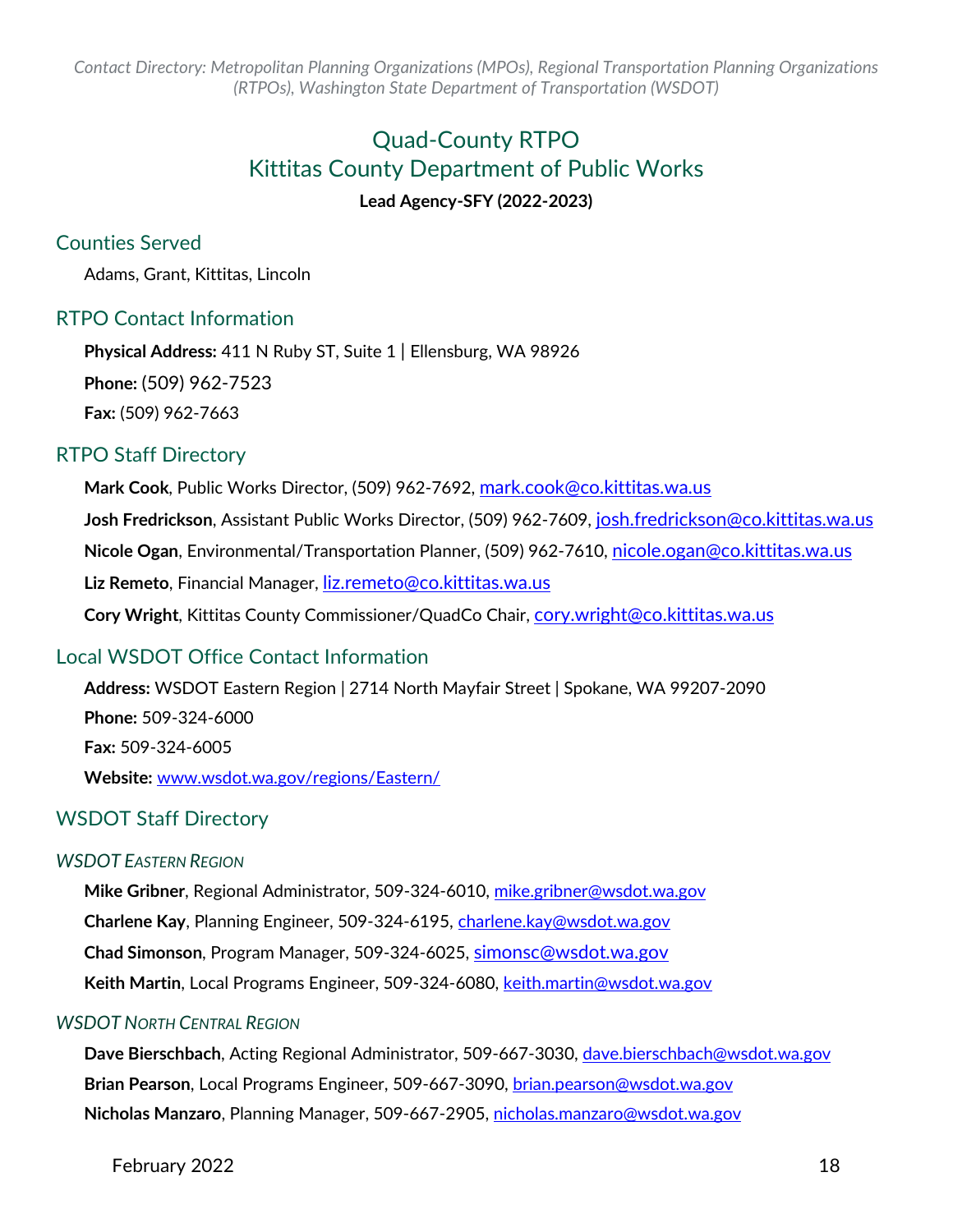# Quad-County RTPO
# Kittitas County Department of Public Works

**Lead Agency-SFY (2022-2023)**

## Counties Served

Adams, Grant, Kittitas, Lincoln

## RTPO Contact Information

**Physical Address:** 411 N Ruby ST, Suite 1 | Ellensburg, WA 98926

**Phone:** (509) 962-7523

**Fax:** (509) 962-7663

## RTPO Staff Directory

**Mark Cook**, Public Works Director, (509) 962-7692, mark.cook@co.kittitas.wa.us

**Josh Fredrickson**, Assistant Public Works Director, (509) 962-7609, josh.fredrickson@co.kittitas.wa.us

**Nicole Ogan**, Environmental/Transportation Planner, (509) 962-7610, nicole.ogan@co.kittitas.wa.us

**Liz Remeto**, Financial Manager, liz.remeto@co.kittitas.wa.us

**Cory Wright**, Kittitas County Commissioner/QuadCo Chair, cory.wright@co.kittitas.wa.us

## Local WSDOT Office Contact Information

**Address:** WSDOT Eastern Region | 2714 North Mayfair Street | Spokane, WA 99207-2090

**Phone:** 509-324-6000

**Fax:** 509-324-6005

**Website:** www.wsdot.wa.gov/regions/Eastern/

## WSDOT Staff Directory

### *WSDOT Eastern Region*

**Mike Gribner**, Regional Administrator, 509-324-6010, mike.gribner@wsdot.wa.gov

**Charlene Kay**, Planning Engineer, 509-324-6195, charlene.kay@wsdot.wa.gov

**Chad Simonson**, Program Manager, 509-324-6025, simonsc@wsdot.wa.gov

**Keith Martin**, Local Programs Engineer, 509-324-6080, keith.martin@wsdot.wa.gov

### *WSDOT North Central Region*

**Dave Bierschbach**, Acting Regional Administrator, 509-667-3030, dave.bierschbach@wsdot.wa.gov

**Brian Pearson**, Local Programs Engineer, 509-667-3090, brian.pearson@wsdot.wa.gov

**Nicholas Manzaro**, Planning Manager, 509-667-2905, nicholas.manzaro@wsdot.wa.gov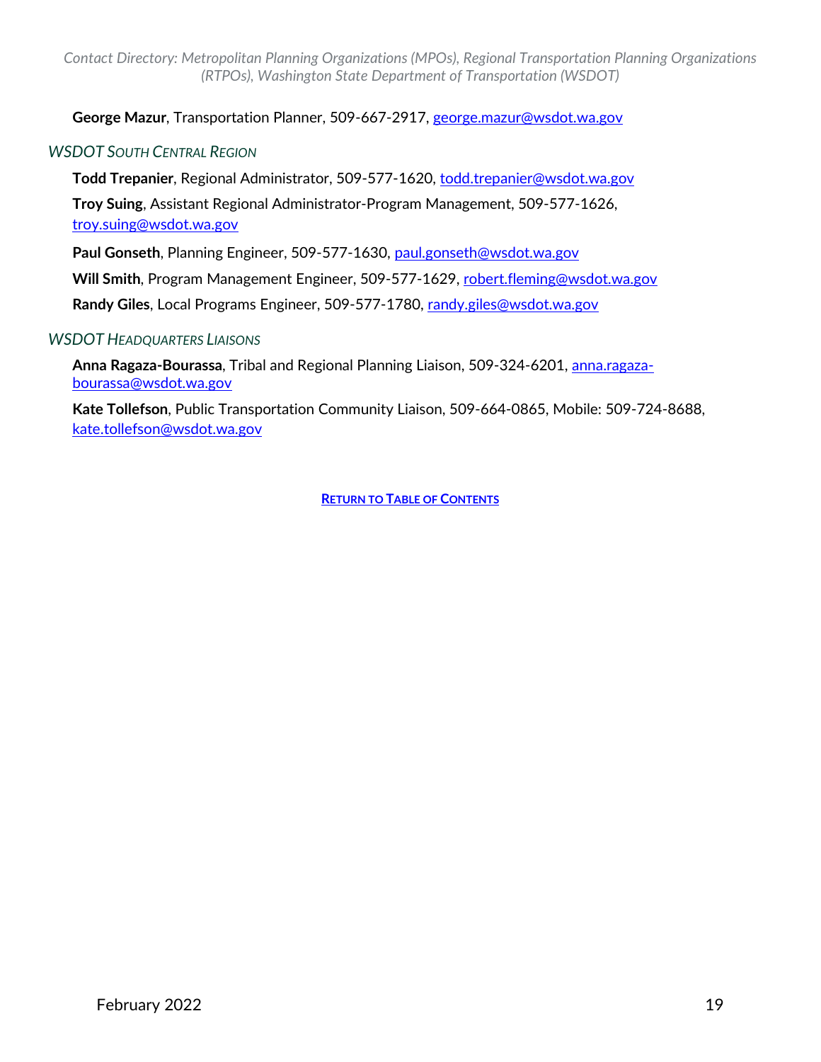**George Mazur**, Transportation Planner, 509-667-2917, george.mazur@wsdot.wa.gov

### *WSDOT South Central Region*

**Todd Trepanier**, Regional Administrator, 509-577-1620, todd.trepanier@wsdot.wa.gov

**Troy Suing**, Assistant Regional Administrator-Program Management, 509-577-1626, troy.suing@wsdot.wa.gov

**Paul Gonseth**, Planning Engineer, 509-577-1630, paul.gonseth@wsdot.wa.gov

**Will Smith**, Program Management Engineer, 509-577-1629, robert.fleming@wsdot.wa.gov

**Randy Giles**, Local Programs Engineer, 509-577-1780, randy.giles@wsdot.wa.gov

### *WSDOT Headquarters Liaisons*

**Anna Ragaza-Bourassa**, Tribal and Regional Planning Liaison, 509-324-6201, anna.ragaza-bourassa@wsdot.wa.gov

**Kate Tollefson**, Public Transportation Community Liaison, 509-664-0865, Mobile: 509-724-8688, kate.tollefson@wsdot.wa.gov

**Return to Table of Contents**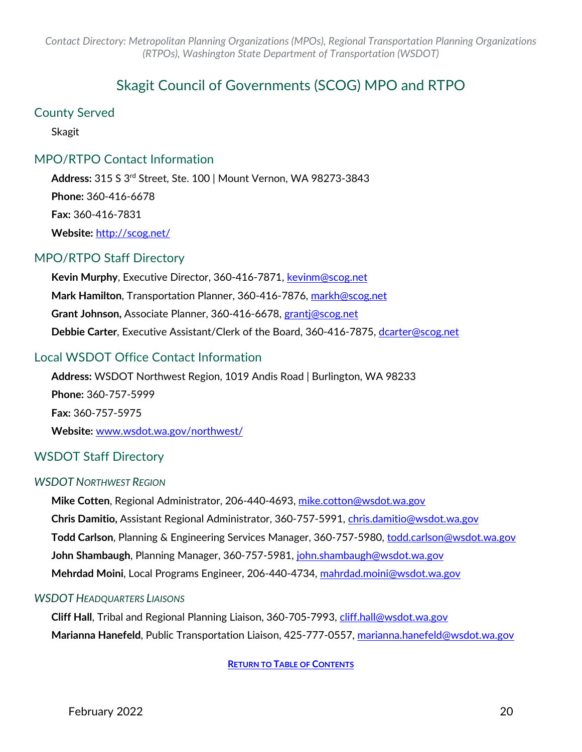# Skagit Council of Governments (SCOG) MPO and RTPO

## County Served

Skagit

## MPO/RTPO Contact Information

**Address:** 315 S 3rd Street, Ste. 100 | Mount Vernon, WA 98273-3843

**Phone:** 360-416-6678

**Fax:** 360-416-7831

**Website:** [http://scog.net/](http://scog.net/)

## MPO/RTPO Staff Directory

**Kevin Murphy**, Executive Director, 360-416-7871, kevinm@scog.net

**Mark Hamilton**, Transportation Planner, 360-416-7876, markh@scog.net

**Grant Johnson,** Associate Planner, 360-416-6678, grantj@scog.net

**Debbie Carter**, Executive Assistant/Clerk of the Board, 360-416-7875, dcarter@scog.net

## Local WSDOT Office Contact Information

**Address:** WSDOT Northwest Region, 1019 Andis Road | Burlington, WA 98233

**Phone:** 360-757-5999

**Fax:** 360-757-5975

**Website:** [www.wsdot.wa.gov/northwest/](www.wsdot.wa.gov/northwest/)

## WSDOT Staff Directory

### *WSDOT Northwest Region*

**Mike Cotten**, Regional Administrator, 206-440-4693, mike.cotton@wsdot.wa.gov

**Chris Damitio,** Assistant Regional Administrator, 360-757-5991, chris.damitio@wsdot.wa.gov

**Todd Carlson**, Planning & Engineering Services Manager, 360-757-5980, todd.carlson@wsdot.wa.gov

**John Shambaugh**, Planning Manager, 360-757-5981, john.shambaugh@wsdot.wa.gov

**Mehrdad Moini**, Local Programs Engineer, 206-440-4734, mahrdad.moini@wsdot.wa.gov

### *WSDOT Headquarters Liaisons*

**Cliff Hall**, Tribal and Regional Planning Liaison, 360-705-7993, cliff.hall@wsdot.wa.gov

**Marianna Hanefeld**, Public Transportation Liaison, 425-777-0557, marianna.hanefeld@wsdot.wa.gov

**Return to Table of Contents**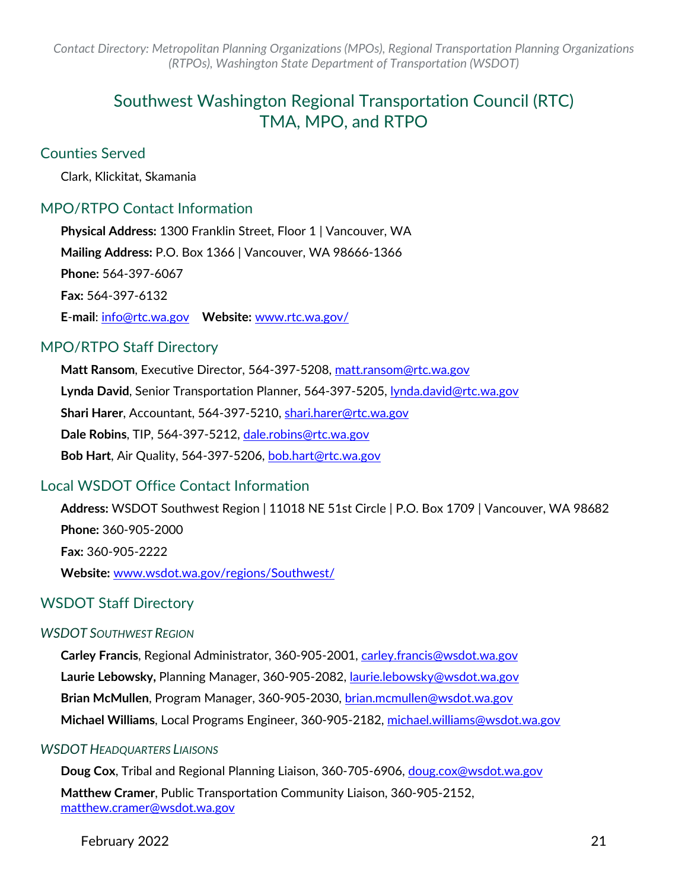# Southwest Washington Regional Transportation Council (RTC) TMA, MPO, and RTPO

## Counties Served

Clark, Klickitat, Skamania

## MPO/RTPO Contact Information

**Physical Address:** 1300 Franklin Street, Floor 1 | Vancouver, WA

**Mailing Address:** P.O. Box 1366 | Vancouver, WA 98666-1366

**Phone:** 564-397-6067

**Fax:** 564-397-6132

**E-mail**: info@rtc.wa.gov **Website:** www.rtc.wa.gov/

## MPO/RTPO Staff Directory

**Matt Ransom**, Executive Director, 564-397-5208, matt.ransom@rtc.wa.gov

**Lynda David**, Senior Transportation Planner, 564-397-5205, lynda.david@rtc.wa.gov

**Shari Harer**, Accountant, 564-397-5210, shari.harer@rtc.wa.gov

**Dale Robins**, TIP, 564-397-5212, dale.robins@rtc.wa.gov

**Bob Hart**, Air Quality, 564-397-5206, bob.hart@rtc.wa.gov

## Local WSDOT Office Contact Information

**Address:** WSDOT Southwest Region | 11018 NE 51st Circle | P.O. Box 1709 | Vancouver, WA 98682

**Phone:** 360-905-2000

**Fax:** 360-905-2222

**Website:** www.wsdot.wa.gov/regions/Southwest/

## WSDOT Staff Directory

### *WSDOT Southwest Region*

**Carley Francis**, Regional Administrator, 360-905-2001, carley.francis@wsdot.wa.gov

**Laurie Lebowsky,** Planning Manager, 360-905-2082, laurie.lebowsky@wsdot.wa.gov

**Brian McMullen**, Program Manager, 360-905-2030, brian.mcmullen@wsdot.wa.gov

**Michael Williams**, Local Programs Engineer, 360-905-2182, michael.williams@wsdot.wa.gov

### *WSDOT Headquarters Liaisons*

**Doug Cox**, Tribal and Regional Planning Liaison, 360-705-6906, doug.cox@wsdot.wa.gov

**Matthew Cramer**, Public Transportation Community Liaison, 360-905-2152, matthew.cramer@wsdot.wa.gov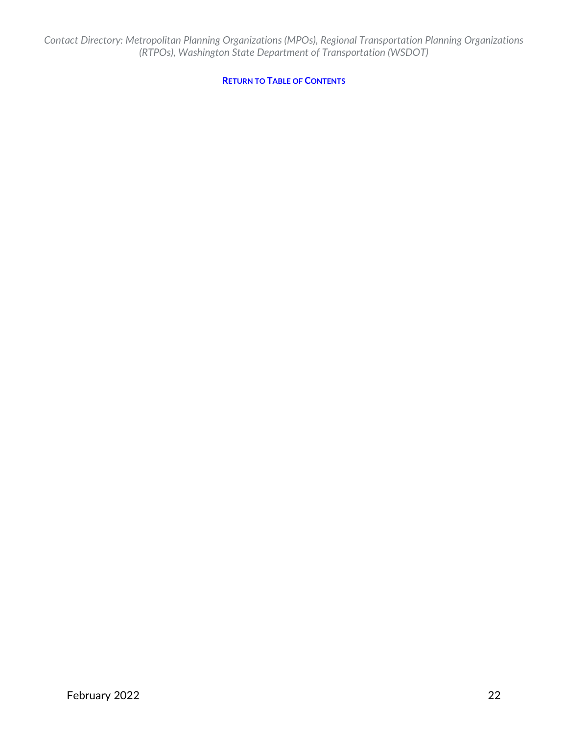**[Return to Table of Contents](#)**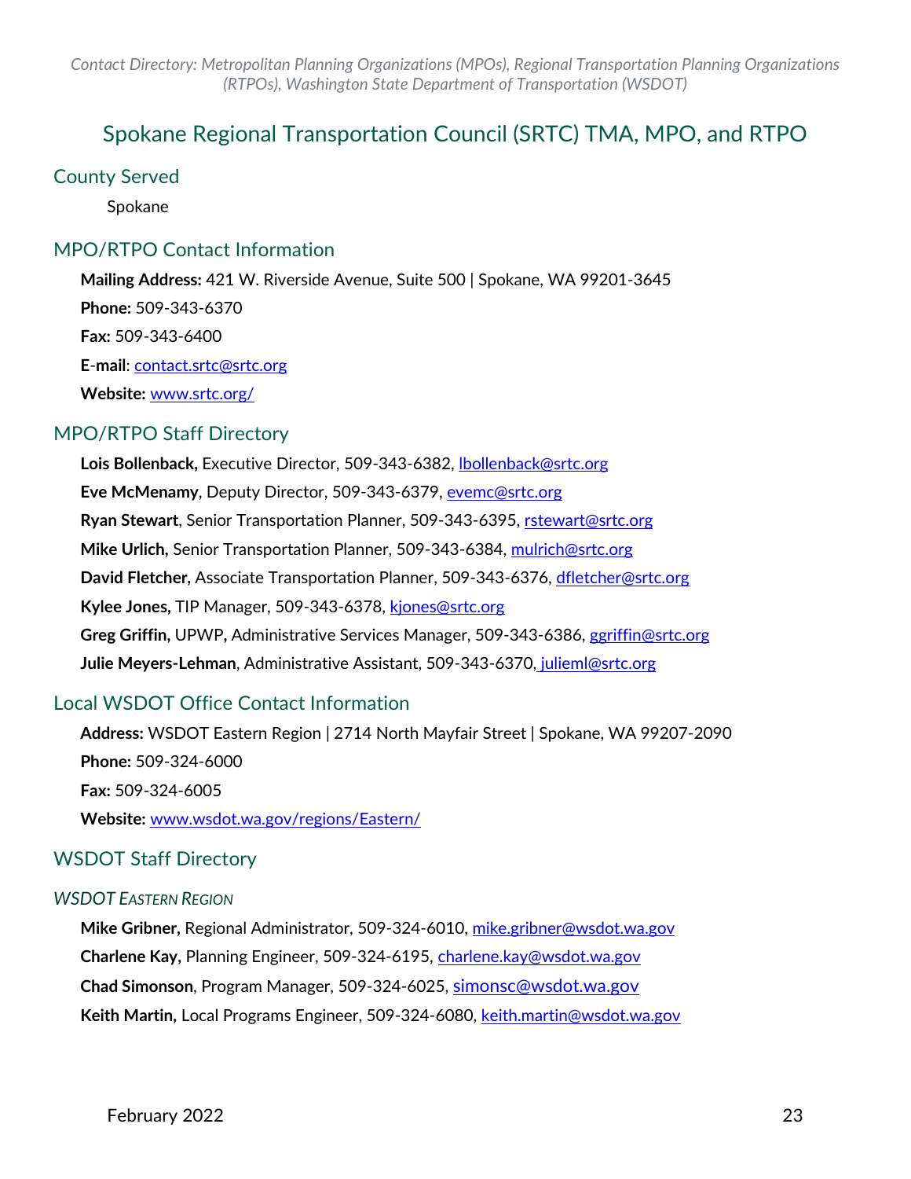## Spokane Regional Transportation Council (SRTC) TMA, MPO, and RTPO

### County Served

Spokane

### MPO/RTPO Contact Information

**Mailing Address:** 421 W. Riverside Avenue, Suite 500 | Spokane, WA 99201-3645

**Phone:** 509-343-6370

**Fax:** 509-343-6400

**E-mail**: contact.srtc@srtc.org

**Website:** www.srtc.org/

### MPO/RTPO Staff Directory

**Lois Bollenback,** Executive Director, 509-343-6382, lbollenback@srtc.org

**Eve McMenamy**, Deputy Director, 509-343-6379, evemc@srtc.org

**Ryan Stewart**, Senior Transportation Planner, 509-343-6395, rstewart@srtc.org

**Mike Urlich,** Senior Transportation Planner, 509-343-6384, mulrich@srtc.org

**David Fletcher,** Associate Transportation Planner, 509-343-6376, dfletcher@srtc.org

**Kylee Jones,** TIP Manager, 509-343-6378, kjones@srtc.org

**Greg Griffin,** UPWP, Administrative Services Manager, 509-343-6386, ggriffin@srtc.org

**Julie Meyers-Lehman**, Administrative Assistant, 509-343-6370, julieml@srtc.org

### Local WSDOT Office Contact Information

**Address:** WSDOT Eastern Region | 2714 North Mayfair Street | Spokane, WA 99207-2090

**Phone:** 509-324-6000

**Fax:** 509-324-6005

**Website:** www.wsdot.wa.gov/regions/Eastern/

### WSDOT Staff Directory

#### *WSDOT Eastern Region*

**Mike Gribner,** Regional Administrator, 509-324-6010, mike.gribner@wsdot.wa.gov

**Charlene Kay,** Planning Engineer, 509-324-6195, charlene.kay@wsdot.wa.gov

**Chad Simonson**, Program Manager, 509-324-6025, simonsc@wsdot.wa.gov

**Keith Martin,** Local Programs Engineer, 509-324-6080, keith.martin@wsdot.wa.gov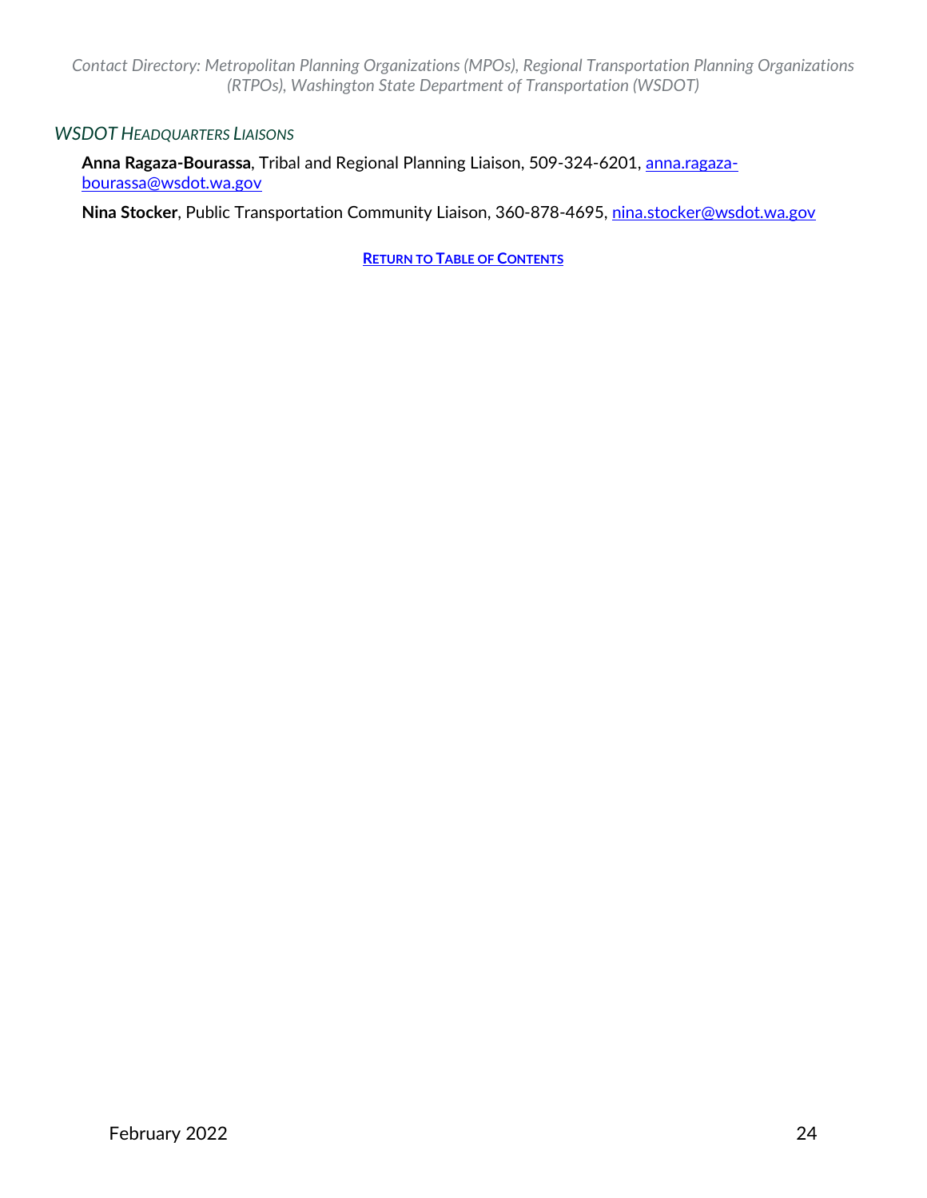### *WSDOT Headquarters Liaisons*

**Anna Ragaza-Bourassa**, Tribal and Regional Planning Liaison, 509-324-6201, anna.ragaza-bourassa@wsdot.wa.gov

**Nina Stocker**, Public Transportation Community Liaison, 360-878-4695, nina.stocker@wsdot.wa.gov

**Return to Table of Contents**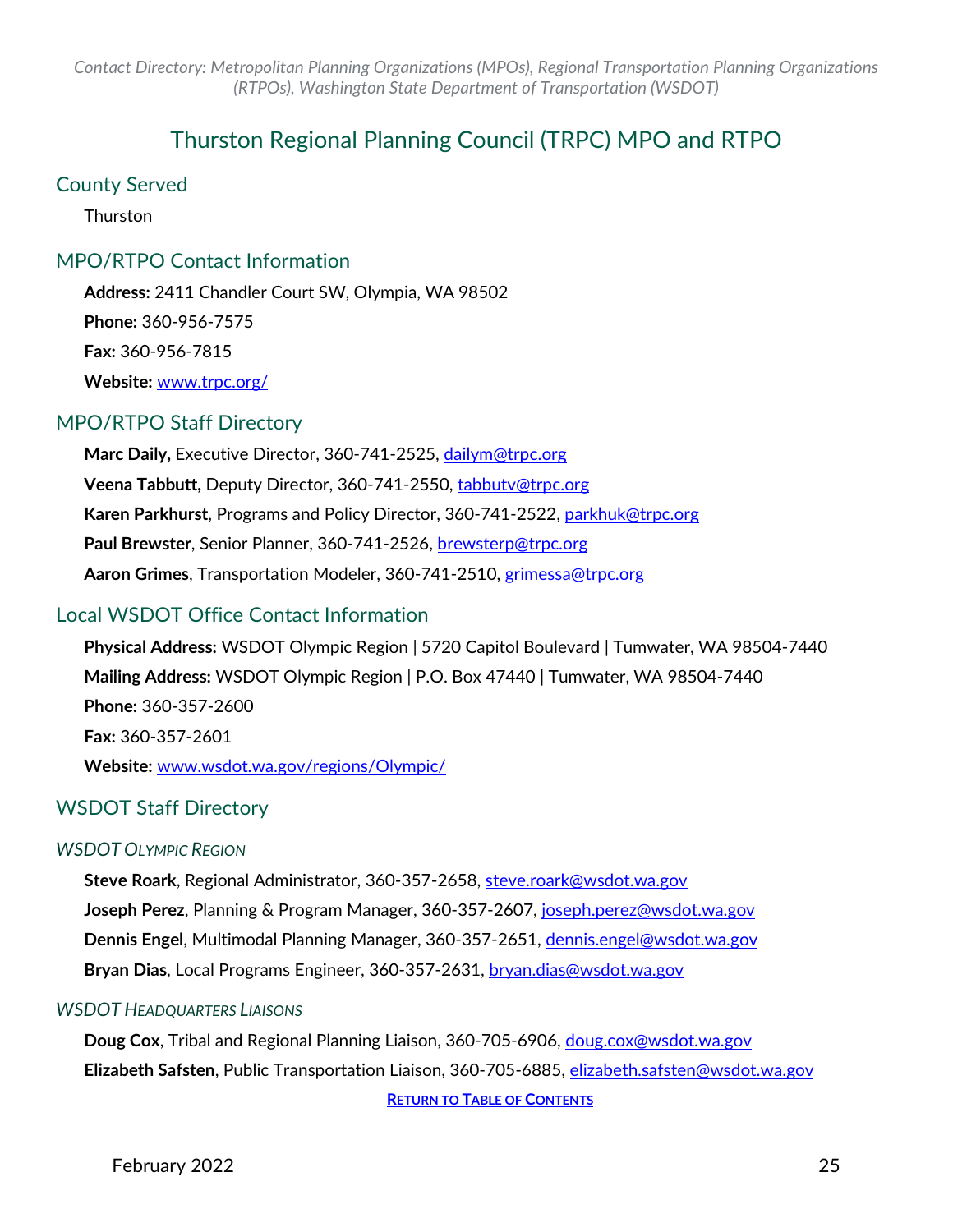# Thurston Regional Planning Council (TRPC) MPO and RTPO

## County Served

Thurston

## MPO/RTPO Contact Information

**Address:** 2411 Chandler Court SW, Olympia, WA 98502

**Phone:** 360-956-7575

**Fax:** 360-956-7815

**Website:** www.trpc.org/

## MPO/RTPO Staff Directory

**Marc Daily,** Executive Director, 360-741-2525, dailym@trpc.org

**Veena Tabbutt,** Deputy Director, 360-741-2550, tabbutv@trpc.org

**Karen Parkhurst**, Programs and Policy Director, 360-741-2522, parkhuk@trpc.org

**Paul Brewster**, Senior Planner, 360-741-2526, brewsterp@trpc.org

**Aaron Grimes**, Transportation Modeler, 360-741-2510, grimessa@trpc.org

## Local WSDOT Office Contact Information

**Physical Address:** WSDOT Olympic Region | 5720 Capitol Boulevard | Tumwater, WA 98504-7440

**Mailing Address:** WSDOT Olympic Region | P.O. Box 47440 | Tumwater, WA 98504-7440

**Phone:** 360-357-2600

**Fax:** 360-357-2601

**Website:** www.wsdot.wa.gov/regions/Olympic/

## WSDOT Staff Directory

### *WSDOT Olympic Region*

**Steve Roark**, Regional Administrator, 360-357-2658, steve.roark@wsdot.wa.gov

**Joseph Perez**, Planning & Program Manager, 360-357-2607, joseph.perez@wsdot.wa.gov

**Dennis Engel**, Multimodal Planning Manager, 360-357-2651, dennis.engel@wsdot.wa.gov

**Bryan Dias**, Local Programs Engineer, 360-357-2631, bryan.dias@wsdot.wa.gov

### *WSDOT Headquarters Liaisons*

**Doug Cox**, Tribal and Regional Planning Liaison, 360-705-6906, doug.cox@wsdot.wa.gov

**Elizabeth Safsten**, Public Transportation Liaison, 360-705-6885, elizabeth.safsten@wsdot.wa.gov

**Return to Table of Contents**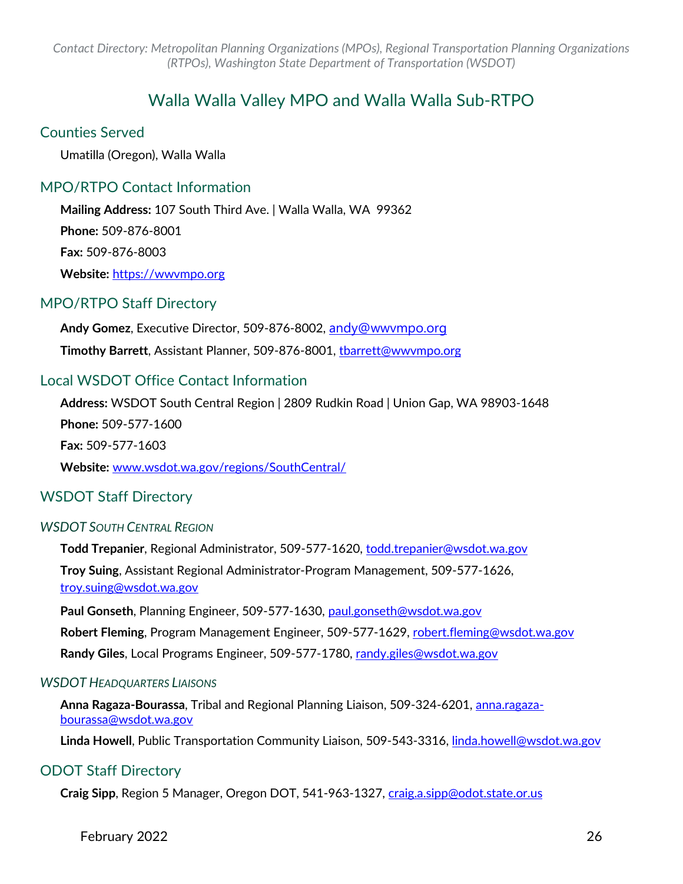# Walla Walla Valley MPO and Walla Walla Sub-RTPO

## Counties Served

Umatilla (Oregon), Walla Walla

## MPO/RTPO Contact Information

**Mailing Address:** 107 South Third Ave. | Walla Walla, WA  99362

**Phone:** 509-876-8001

**Fax:** 509-876-8003

**Website:** https://wwvmpo.org

## MPO/RTPO Staff Directory

**Andy Gomez**, Executive Director, 509-876-8002, andy@wwvmpo.org

**Timothy Barrett**, Assistant Planner, 509-876-8001, tbarrett@wwvmpo.org

## Local WSDOT Office Contact Information

**Address:** WSDOT South Central Region | 2809 Rudkin Road | Union Gap, WA 98903-1648

**Phone:** 509-577-1600

**Fax:** 509-577-1603

**Website:** www.wsdot.wa.gov/regions/SouthCentral/

## WSDOT Staff Directory

### *WSDOT South Central Region*

**Todd Trepanier**, Regional Administrator, 509-577-1620, todd.trepanier@wsdot.wa.gov

**Troy Suing**, Assistant Regional Administrator-Program Management, 509-577-1626, troy.suing@wsdot.wa.gov

**Paul Gonseth**, Planning Engineer, 509-577-1630, paul.gonseth@wsdot.wa.gov

**Robert Fleming**, Program Management Engineer, 509-577-1629, robert.fleming@wsdot.wa.gov

**Randy Giles**, Local Programs Engineer, 509-577-1780, randy.giles@wsdot.wa.gov

### *WSDOT Headquarters Liaisons*

**Anna Ragaza-Bourassa**, Tribal and Regional Planning Liaison, 509-324-6201, anna.ragaza-bourassa@wsdot.wa.gov

**Linda Howell**, Public Transportation Community Liaison, 509-543-3316, linda.howell@wsdot.wa.gov

## ODOT Staff Directory

**Craig Sipp**, Region 5 Manager, Oregon DOT, 541-963-1327, craig.a.sipp@odot.state.or.us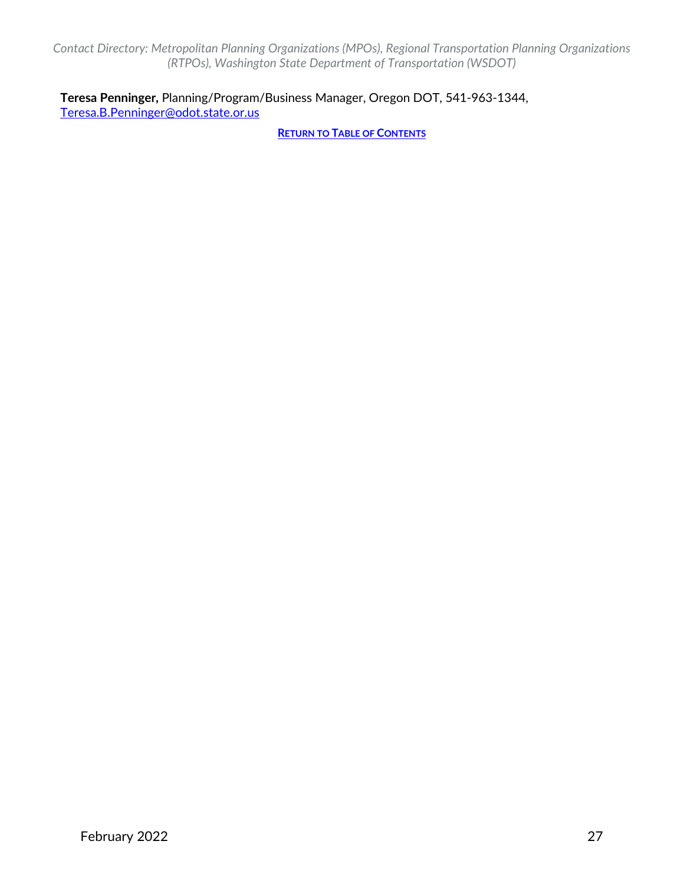**Teresa Penninger,** Planning/Program/Business Manager, Oregon DOT, 541-963-1344, Teresa.B.Penninger@odot.state.or.us

**RETURN TO TABLE OF CONTENTS**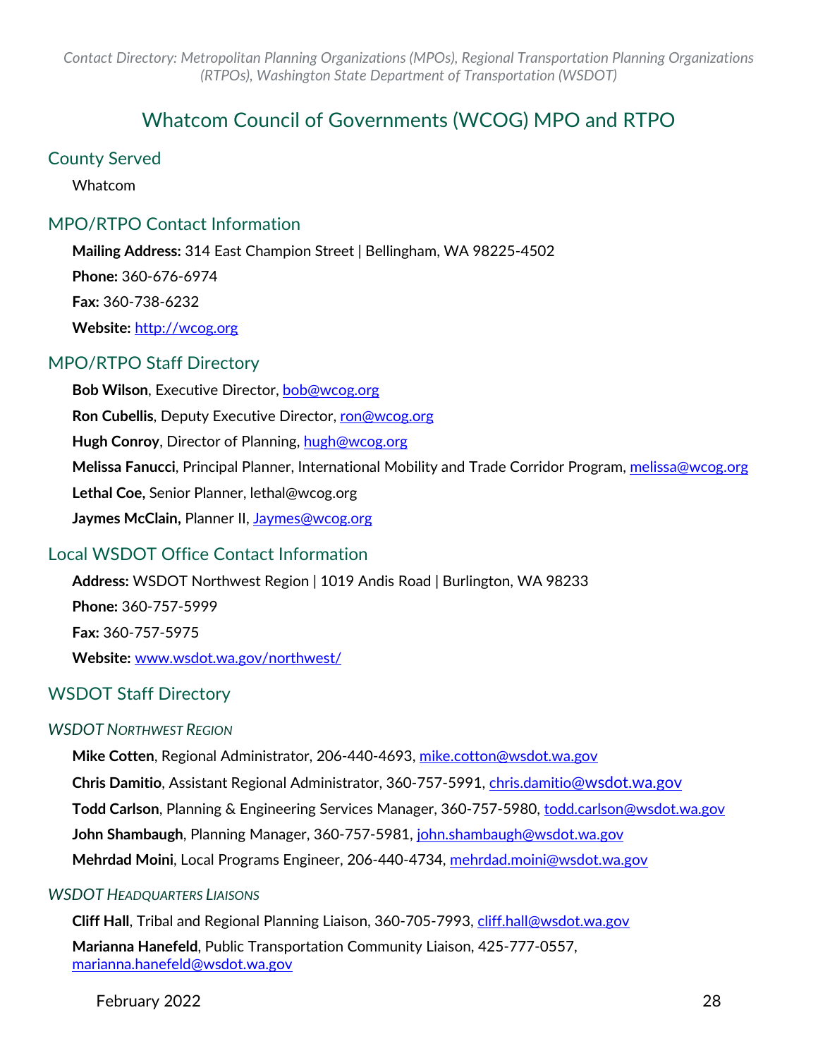# Whatcom Council of Governments (WCOG) MPO and RTPO

## County Served

Whatcom

## MPO/RTPO Contact Information

**Mailing Address:** 314 East Champion Street | Bellingham, WA 98225-4502

**Phone:** 360-676-6974

**Fax:** 360-738-6232

**Website:** http://wcog.org

## MPO/RTPO Staff Directory

**Bob Wilson**, Executive Director, bob@wcog.org

**Ron Cubellis**, Deputy Executive Director, ron@wcog.org

**Hugh Conroy**, Director of Planning, hugh@wcog.org

**Melissa Fanucci**, Principal Planner, International Mobility and Trade Corridor Program, melissa@wcog.org

**Lethal Coe,** Senior Planner, lethal@wcog.org

**Jaymes McClain,** Planner II, Jaymes@wcog.org

## Local WSDOT Office Contact Information

**Address:** WSDOT Northwest Region | 1019 Andis Road | Burlington, WA 98233

**Phone:** 360-757-5999

**Fax:** 360-757-5975

**Website:** www.wsdot.wa.gov/northwest/

## WSDOT Staff Directory

### *WSDOT Northwest Region*

**Mike Cotten**, Regional Administrator, 206-440-4693, mike.cotton@wsdot.wa.gov

**Chris Damitio**, Assistant Regional Administrator, 360-757-5991, chris.damitio@wsdot.wa.gov

**Todd Carlson**, Planning & Engineering Services Manager, 360-757-5980, todd.carlson@wsdot.wa.gov

**John Shambaugh**, Planning Manager, 360-757-5981, john.shambaugh@wsdot.wa.gov

**Mehrdad Moini**, Local Programs Engineer, 206-440-4734, mehrdad.moini@wsdot.wa.gov

### *WSDOT Headquarters Liaisons*

**Cliff Hall**, Tribal and Regional Planning Liaison, 360-705-7993, cliff.hall@wsdot.wa.gov

**Marianna Hanefeld**, Public Transportation Community Liaison, 425-777-0557, marianna.hanefeld@wsdot.wa.gov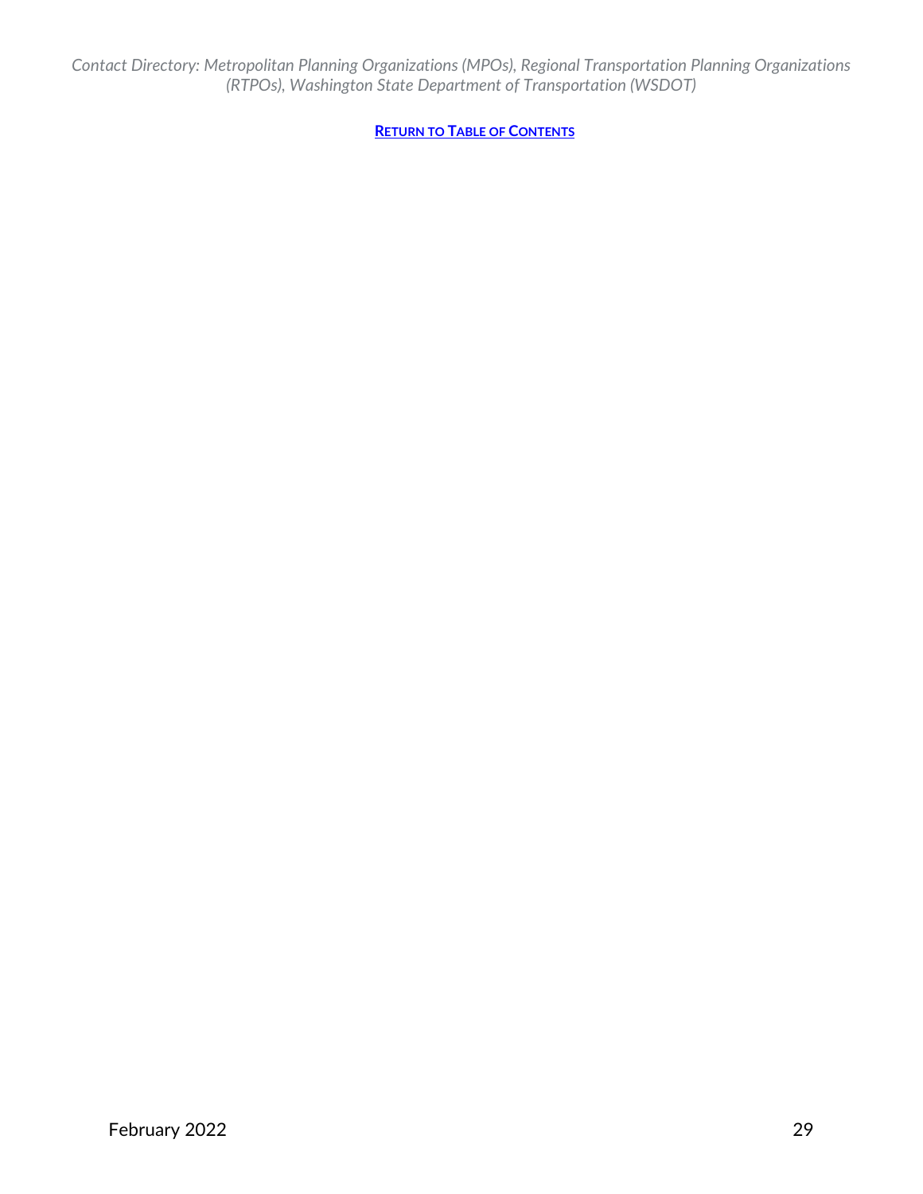**RETURN TO TABLE OF CONTENTS**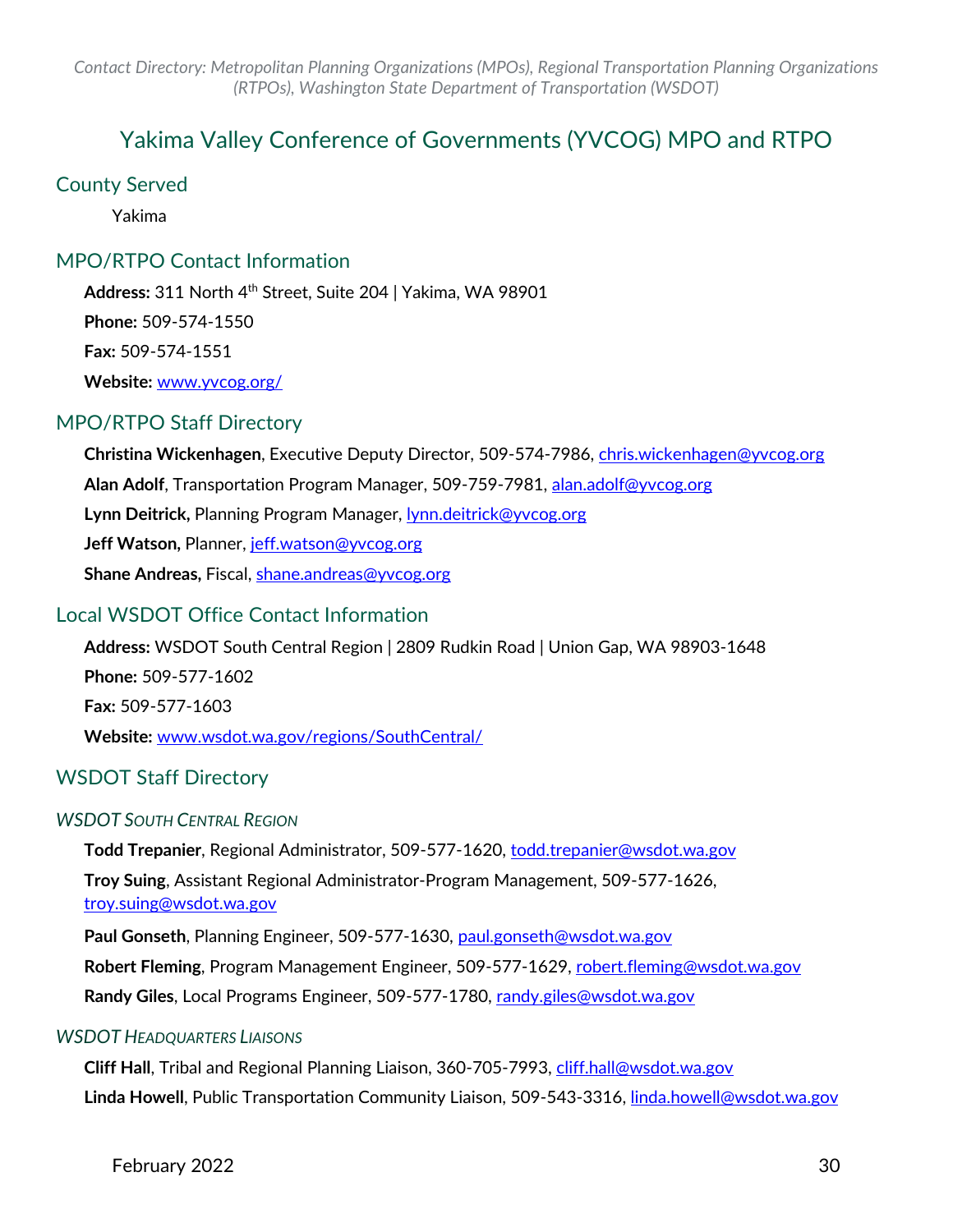# Yakima Valley Conference of Governments (YVCOG) MPO and RTPO

## County Served

Yakima

## MPO/RTPO Contact Information

**Address:** 311 North 4th Street, Suite 204 | Yakima, WA 98901

**Phone:** 509-574-1550

**Fax:** 509-574-1551

**Website:** www.yvcog.org/

## MPO/RTPO Staff Directory

**Christina Wickenhagen**, Executive Deputy Director, 509-574-7986, chris.wickenhagen@yvcog.org

**Alan Adolf**, Transportation Program Manager, 509-759-7981, alan.adolf@yvcog.org

**Lynn Deitrick,** Planning Program Manager, lynn.deitrick@yvcog.org

**Jeff Watson,** Planner, jeff.watson@yvcog.org

**Shane Andreas,** Fiscal, shane.andreas@yvcog.org

## Local WSDOT Office Contact Information

**Address:** WSDOT South Central Region | 2809 Rudkin Road | Union Gap, WA 98903-1648

**Phone:** 509-577-1602

**Fax:** 509-577-1603

**Website:** www.wsdot.wa.gov/regions/SouthCentral/

## WSDOT Staff Directory

### *WSDOT South Central Region*

**Todd Trepanier**, Regional Administrator, 509-577-1620, todd.trepanier@wsdot.wa.gov

**Troy Suing**, Assistant Regional Administrator-Program Management, 509-577-1626, troy.suing@wsdot.wa.gov

**Paul Gonseth**, Planning Engineer, 509-577-1630, paul.gonseth@wsdot.wa.gov

**Robert Fleming**, Program Management Engineer, 509-577-1629, robert.fleming@wsdot.wa.gov

**Randy Giles**, Local Programs Engineer, 509-577-1780, randy.giles@wsdot.wa.gov

### *WSDOT Headquarters Liaisons*

**Cliff Hall**, Tribal and Regional Planning Liaison, 360-705-7993, cliff.hall@wsdot.wa.gov

**Linda Howell**, Public Transportation Community Liaison, 509-543-3316, linda.howell@wsdot.wa.gov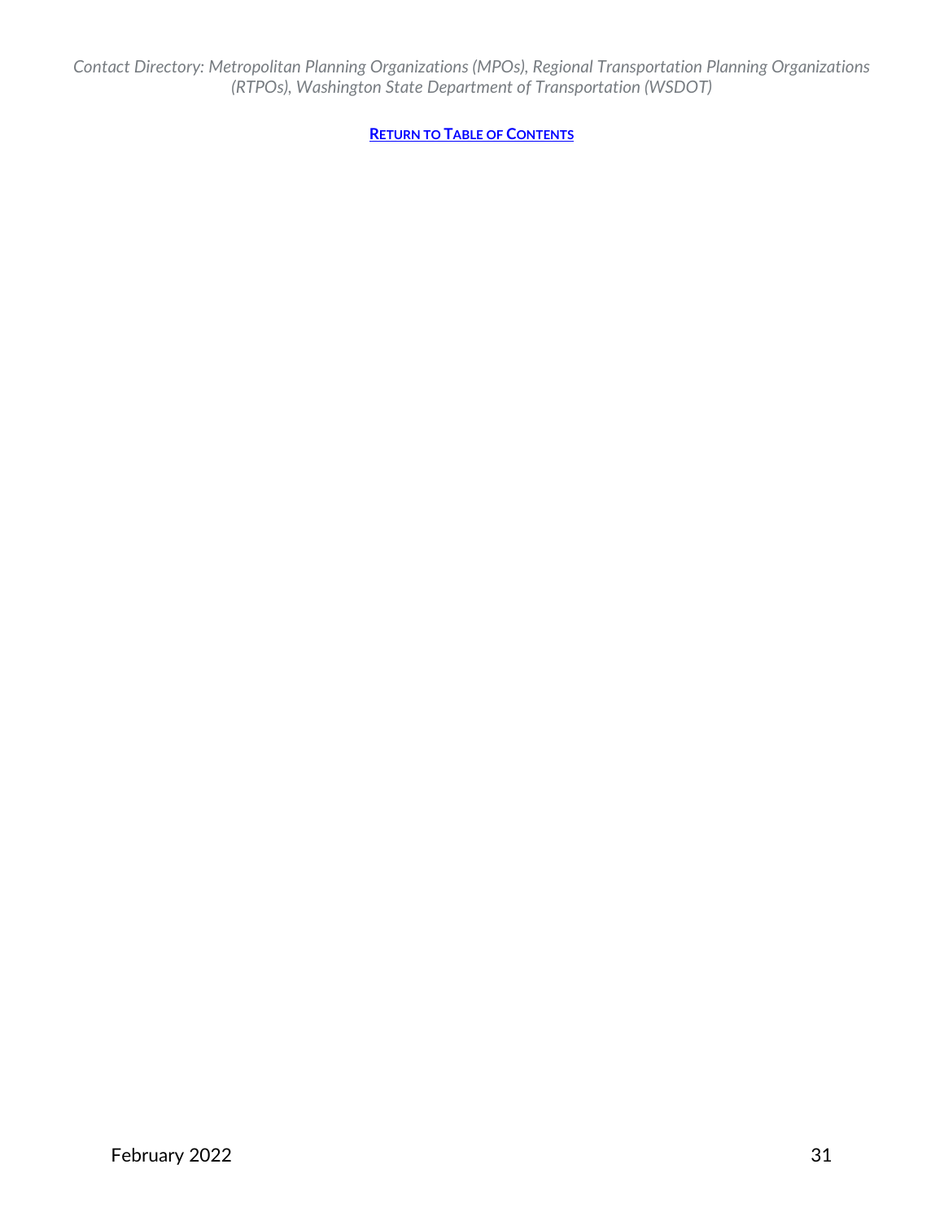[**RETURN TO TABLE OF CONTENTS**]